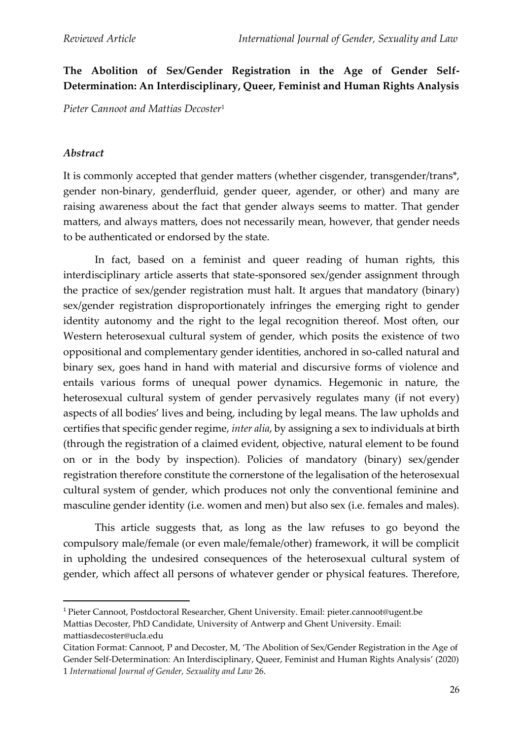**The Abolition of Sex/Gender Registration in the Age of Gender Self-Determination: An Interdisciplinary, Queer, Feminist and Human Rights Analysis**

*Pieter Cannoot and Mattias Decoster*[1]

### *Abstract*

It is commonly accepted that gender matters (whether cisgender, transgender/trans*, gender non-binary, genderfluid, gender queer, agender, or other) and many are raising awareness about the fact that gender always seems to matter. That gender matters, and always matters, does not necessarily mean, however, that gender needs to be authenticated or endorsed by the state.

In fact, based on a feminist and queer reading of human rights, this interdisciplinary article asserts that state-sponsored sex/gender assignment through the practice of sex/gender registration must halt. It argues that mandatory (binary) sex/gender registration disproportionately infringes the emerging right to gender identity autonomy and the right to the legal recognition thereof. Most often, our Western heterosexual cultural system of gender, which posits the existence of two oppositional and complementary gender identities, anchored in so-called natural and binary sex, goes hand in hand with material and discursive forms of violence and entails various forms of unequal power dynamics. Hegemonic in nature, the heterosexual cultural system of gender pervasively regulates many (if not every) aspects of all bodies' lives and being, including by legal means. The law upholds and certifies that specific gender regime, *inter alia*, by assigning a sex to individuals at birth (through the registration of a claimed evident, objective, natural element to be found on or in the body by inspection). Policies of mandatory (binary) sex/gender registration therefore constitute the cornerstone of the legalisation of the heterosexual cultural system of gender, which produces not only the conventional feminine and masculine gender identity (i.e. women and men) but also sex (i.e. females and males).

This article suggests that, as long as the law refuses to go beyond the compulsory male/female (or even male/female/other) framework, it will be complicit in upholding the undesired consequences of the heterosexual cultural system of gender, which affect all persons of whatever gender or physical features. Therefore,

---

[1] Pieter Cannoot, Postdoctoral Researcher, Ghent University. Email: pieter.cannoot@ugent.be
Mattias Decoster, PhD Candidate, University of Antwerp and Ghent University. Email: mattiasdecoster@ucla.edu
Citation Format: Cannoot, P and Decoster, M, 'The Abolition of Sex/Gender Registration in the Age of Gender Self-Determination: An Interdisciplinary, Queer, Feminist and Human Rights Analysis' (2020) 1 *International Journal of Gender, Sexuality and Law* 26.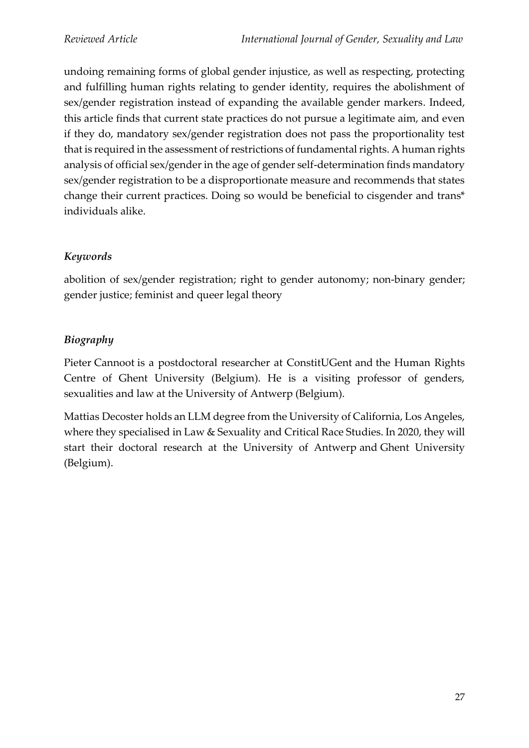undoing remaining forms of global gender injustice, as well as respecting, protecting and fulfilling human rights relating to gender identity, requires the abolishment of sex/gender registration instead of expanding the available gender markers. Indeed, this article finds that current state practices do not pursue a legitimate aim, and even if they do, mandatory sex/gender registration does not pass the proportionality test that is required in the assessment of restrictions of fundamental rights. A human rights analysis of official sex/gender in the age of gender self-determination finds mandatory sex/gender registration to be a disproportionate measure and recommends that states change their current practices. Doing so would be beneficial to cisgender and trans* individuals alike.

### *Keywords*

abolition of sex/gender registration; right to gender autonomy; non-binary gender; gender justice; feminist and queer legal theory

### *Biography*

Pieter Cannoot is a postdoctoral researcher at ConstitUGent and the Human Rights Centre of Ghent University (Belgium). He is a visiting professor of genders, sexualities and law at the University of Antwerp (Belgium).

Mattias Decoster holds an LLM degree from the University of California, Los Angeles, where they specialised in Law & Sexuality and Critical Race Studies. In 2020, they will start their doctoral research at the University of Antwerp and Ghent University (Belgium).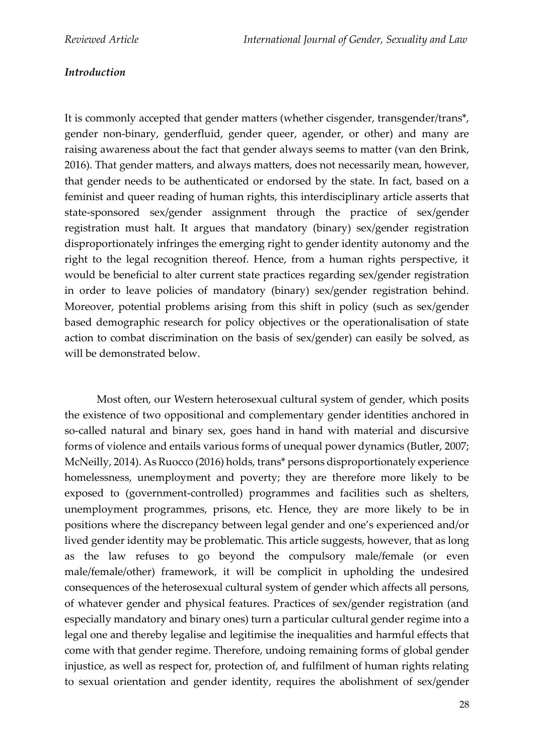### *Introduction*

It is commonly accepted that gender matters (whether cisgender, transgender/trans*, gender non-binary, genderfluid, gender queer, agender, or other) and many are raising awareness about the fact that gender always seems to matter (van den Brink, 2016). That gender matters, and always matters, does not necessarily mean, however, that gender needs to be authenticated or endorsed by the state. In fact, based on a feminist and queer reading of human rights, this interdisciplinary article asserts that state-sponsored sex/gender assignment through the practice of sex/gender registration must halt. It argues that mandatory (binary) sex/gender registration disproportionately infringes the emerging right to gender identity autonomy and the right to the legal recognition thereof. Hence, from a human rights perspective, it would be beneficial to alter current state practices regarding sex/gender registration in order to leave policies of mandatory (binary) sex/gender registration behind. Moreover, potential problems arising from this shift in policy (such as sex/gender based demographic research for policy objectives or the operationalisation of state action to combat discrimination on the basis of sex/gender) can easily be solved, as will be demonstrated below.

Most often, our Western heterosexual cultural system of gender, which posits the existence of two oppositional and complementary gender identities anchored in so-called natural and binary sex, goes hand in hand with material and discursive forms of violence and entails various forms of unequal power dynamics (Butler, 2007; McNeilly, 2014). As Ruocco (2016) holds, trans* persons disproportionately experience homelessness, unemployment and poverty; they are therefore more likely to be exposed to (government-controlled) programmes and facilities such as shelters, unemployment programmes, prisons, etc. Hence, they are more likely to be in positions where the discrepancy between legal gender and one's experienced and/or lived gender identity may be problematic. This article suggests, however, that as long as the law refuses to go beyond the compulsory male/female (or even male/female/other) framework, it will be complicit in upholding the undesired consequences of the heterosexual cultural system of gender which affects all persons, of whatever gender and physical features. Practices of sex/gender registration (and especially mandatory and binary ones) turn a particular cultural gender regime into a legal one and thereby legalise and legitimise the inequalities and harmful effects that come with that gender regime. Therefore, undoing remaining forms of global gender injustice, as well as respect for, protection of, and fulfilment of human rights relating to sexual orientation and gender identity, requires the abolishment of sex/gender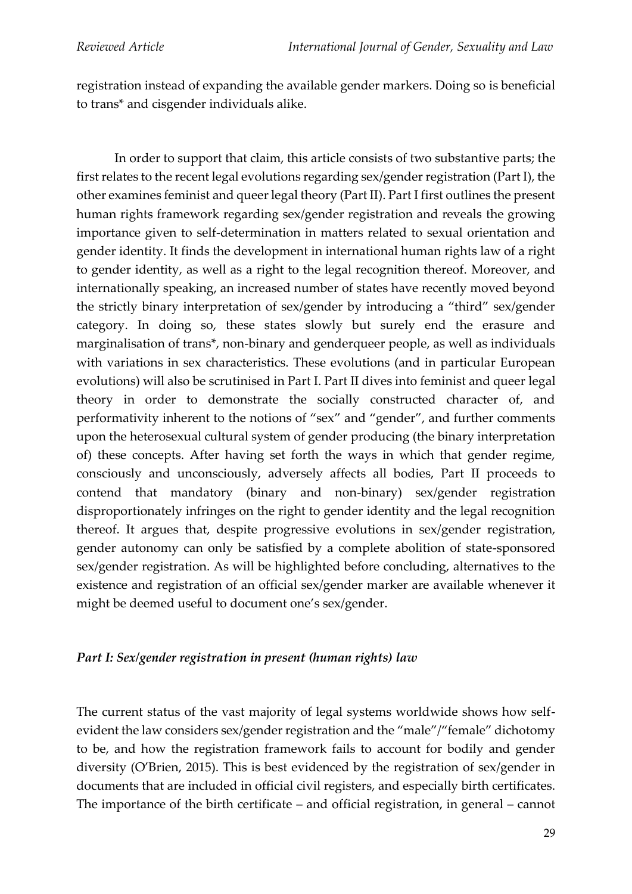registration instead of expanding the available gender markers. Doing so is beneficial to trans* and cisgender individuals alike.

In order to support that claim, this article consists of two substantive parts; the first relates to the recent legal evolutions regarding sex/gender registration (Part I), the other examines feminist and queer legal theory (Part II). Part I first outlines the present human rights framework regarding sex/gender registration and reveals the growing importance given to self-determination in matters related to sexual orientation and gender identity. It finds the development in international human rights law of a right to gender identity, as well as a right to the legal recognition thereof. Moreover, and internationally speaking, an increased number of states have recently moved beyond the strictly binary interpretation of sex/gender by introducing a "third" sex/gender category. In doing so, these states slowly but surely end the erasure and marginalisation of trans*, non-binary and genderqueer people, as well as individuals with variations in sex characteristics. These evolutions (and in particular European evolutions) will also be scrutinised in Part I. Part II dives into feminist and queer legal theory in order to demonstrate the socially constructed character of, and performativity inherent to the notions of "sex" and "gender", and further comments upon the heterosexual cultural system of gender producing (the binary interpretation of) these concepts. After having set forth the ways in which that gender regime, consciously and unconsciously, adversely affects all bodies, Part II proceeds to contend that mandatory (binary and non-binary) sex/gender registration disproportionately infringes on the right to gender identity and the legal recognition thereof. It argues that, despite progressive evolutions in sex/gender registration, gender autonomy can only be satisfied by a complete abolition of state-sponsored sex/gender registration. As will be highlighted before concluding, alternatives to the existence and registration of an official sex/gender marker are available whenever it might be deemed useful to document one's sex/gender.

## *Part I: Sex/gender registration in present (human rights) law*

The current status of the vast majority of legal systems worldwide shows how self-evident the law considers sex/gender registration and the "male"/"female" dichotomy to be, and how the registration framework fails to account for bodily and gender diversity (O'Brien, 2015). This is best evidenced by the registration of sex/gender in documents that are included in official civil registers, and especially birth certificates. The importance of the birth certificate – and official registration, in general – cannot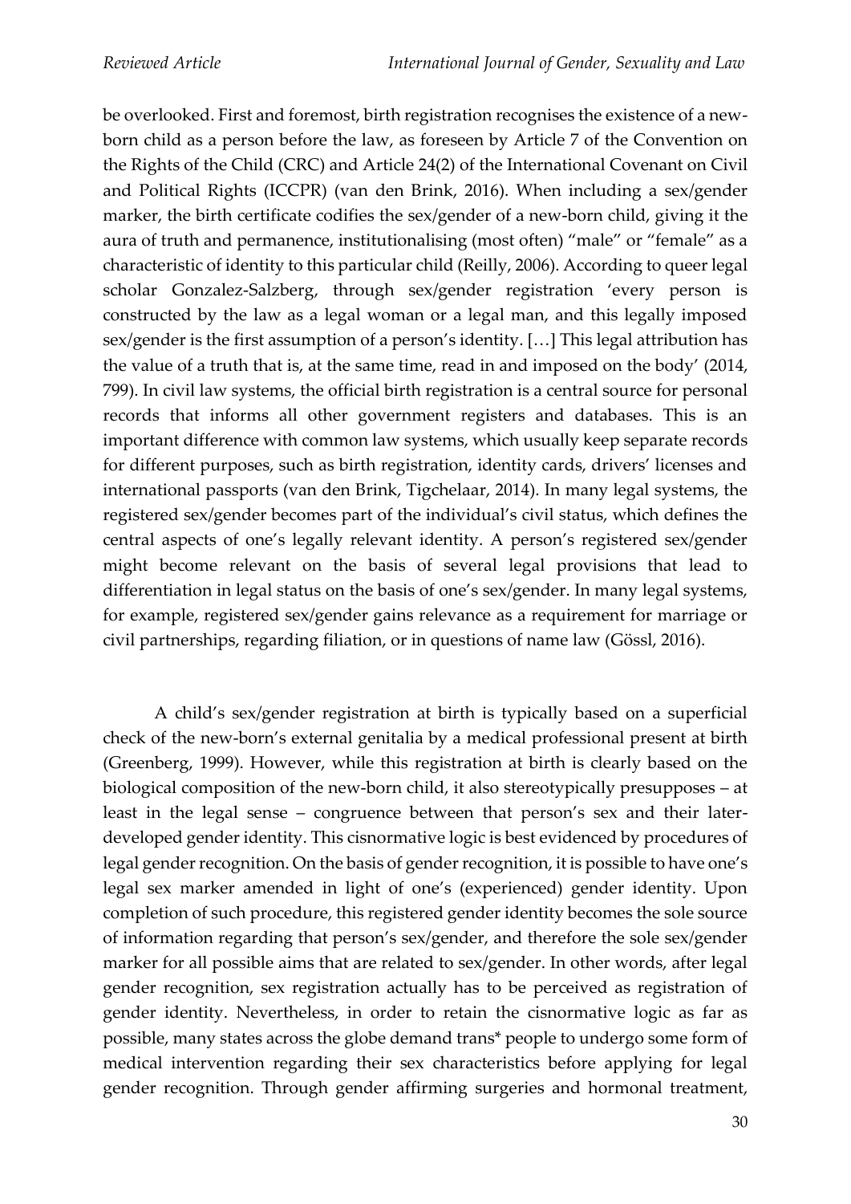be overlooked. First and foremost, birth registration recognises the existence of a new-born child as a person before the law, as foreseen by Article 7 of the Convention on the Rights of the Child (CRC) and Article 24(2) of the International Covenant on Civil and Political Rights (ICCPR) (van den Brink, 2016). When including a sex/gender marker, the birth certificate codifies the sex/gender of a new-born child, giving it the aura of truth and permanence, institutionalising (most often) "male" or "female" as a characteristic of identity to this particular child (Reilly, 2006). According to queer legal scholar Gonzalez-Salzberg, through sex/gender registration 'every person is constructed by the law as a legal woman or a legal man, and this legally imposed sex/gender is the first assumption of a person's identity. […] This legal attribution has the value of a truth that is, at the same time, read in and imposed on the body' (2014, 799). In civil law systems, the official birth registration is a central source for personal records that informs all other government registers and databases. This is an important difference with common law systems, which usually keep separate records for different purposes, such as birth registration, identity cards, drivers' licenses and international passports (van den Brink, Tigchelaar, 2014). In many legal systems, the registered sex/gender becomes part of the individual's civil status, which defines the central aspects of one's legally relevant identity. A person's registered sex/gender might become relevant on the basis of several legal provisions that lead to differentiation in legal status on the basis of one's sex/gender. In many legal systems, for example, registered sex/gender gains relevance as a requirement for marriage or civil partnerships, regarding filiation, or in questions of name law (Gössl, 2016).

A child's sex/gender registration at birth is typically based on a superficial check of the new-born's external genitalia by a medical professional present at birth (Greenberg, 1999). However, while this registration at birth is clearly based on the biological composition of the new-born child, it also stereotypically presupposes – at least in the legal sense – congruence between that person's sex and their later-developed gender identity. This cisnormative logic is best evidenced by procedures of legal gender recognition. On the basis of gender recognition, it is possible to have one's legal sex marker amended in light of one's (experienced) gender identity. Upon completion of such procedure, this registered gender identity becomes the sole source of information regarding that person's sex/gender, and therefore the sole sex/gender marker for all possible aims that are related to sex/gender. In other words, after legal gender recognition, sex registration actually has to be perceived as registration of gender identity. Nevertheless, in order to retain the cisnormative logic as far as possible, many states across the globe demand trans* people to undergo some form of medical intervention regarding their sex characteristics before applying for legal gender recognition. Through gender affirming surgeries and hormonal treatment,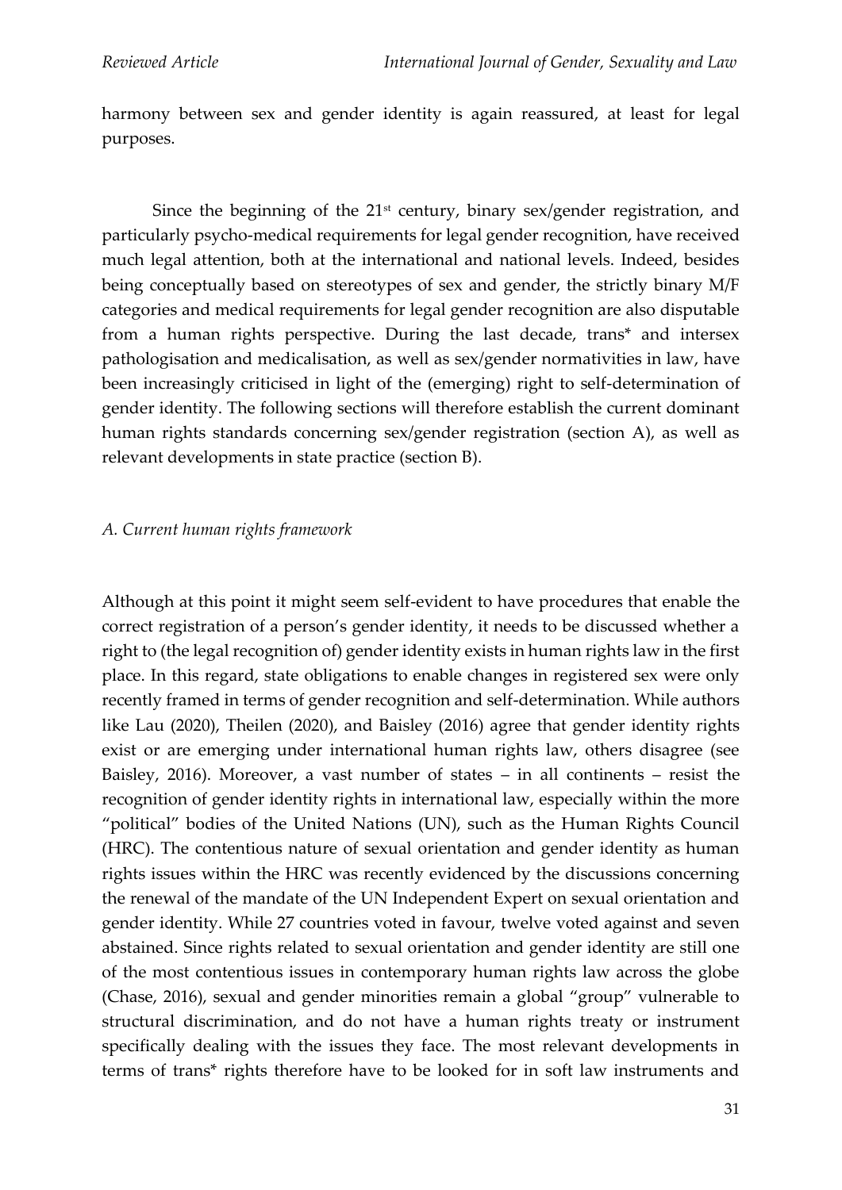harmony between sex and gender identity is again reassured, at least for legal purposes.

Since the beginning of the 21st century, binary sex/gender registration, and particularly psycho-medical requirements for legal gender recognition, have received much legal attention, both at the international and national levels. Indeed, besides being conceptually based on stereotypes of sex and gender, the strictly binary M/F categories and medical requirements for legal gender recognition are also disputable from a human rights perspective. During the last decade, trans* and intersex pathologisation and medicalisation, as well as sex/gender normativities in law, have been increasingly criticised in light of the (emerging) right to self-determination of gender identity. The following sections will therefore establish the current dominant human rights standards concerning sex/gender registration (section A), as well as relevant developments in state practice (section B).

*A. Current human rights framework*

Although at this point it might seem self-evident to have procedures that enable the correct registration of a person's gender identity, it needs to be discussed whether a right to (the legal recognition of) gender identity exists in human rights law in the first place. In this regard, state obligations to enable changes in registered sex were only recently framed in terms of gender recognition and self-determination. While authors like Lau (2020), Theilen (2020), and Baisley (2016) agree that gender identity rights exist or are emerging under international human rights law, others disagree (see Baisley, 2016). Moreover, a vast number of states – in all continents – resist the recognition of gender identity rights in international law, especially within the more "political" bodies of the United Nations (UN), such as the Human Rights Council (HRC). The contentious nature of sexual orientation and gender identity as human rights issues within the HRC was recently evidenced by the discussions concerning the renewal of the mandate of the UN Independent Expert on sexual orientation and gender identity. While 27 countries voted in favour, twelve voted against and seven abstained. Since rights related to sexual orientation and gender identity are still one of the most contentious issues in contemporary human rights law across the globe (Chase, 2016), sexual and gender minorities remain a global "group" vulnerable to structural discrimination, and do not have a human rights treaty or instrument specifically dealing with the issues they face. The most relevant developments in terms of trans* rights therefore have to be looked for in soft law instruments and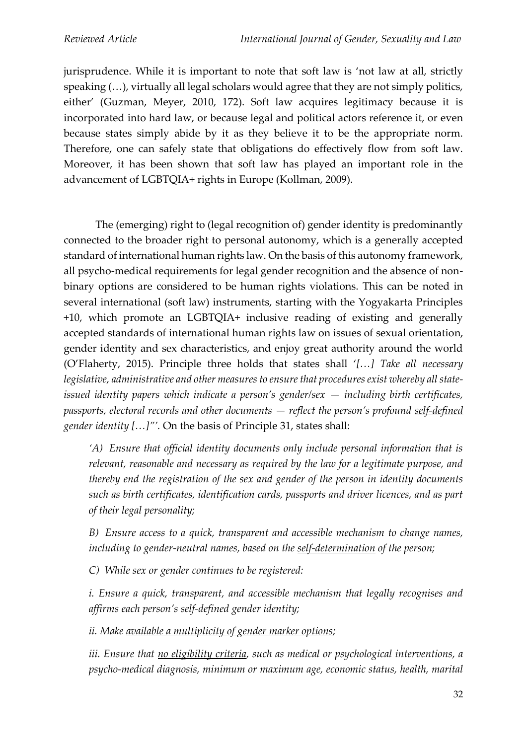jurisprudence. While it is important to note that soft law is 'not law at all, strictly speaking (…), virtually all legal scholars would agree that they are not simply politics, either' (Guzman, Meyer, 2010, 172). Soft law acquires legitimacy because it is incorporated into hard law, or because legal and political actors reference it, or even because states simply abide by it as they believe it to be the appropriate norm. Therefore, one can safely state that obligations do effectively flow from soft law. Moreover, it has been shown that soft law has played an important role in the advancement of LGBTQIA+ rights in Europe (Kollman, 2009).

The (emerging) right to (legal recognition of) gender identity is predominantly connected to the broader right to personal autonomy, which is a generally accepted standard of international human rights law. On the basis of this autonomy framework, all psycho-medical requirements for legal gender recognition and the absence of non-binary options are considered to be human rights violations. This can be noted in several international (soft law) instruments, starting with the Yogyakarta Principles +10, which promote an LGBTQIA+ inclusive reading of existing and generally accepted standards of international human rights law on issues of sexual orientation, gender identity and sex characteristics, and enjoy great authority around the world (O'Flaherty, 2015). Principle three holds that states shall '*[…] Take all necessary legislative, administrative and other measures to ensure that procedures exist whereby all state-issued identity papers which indicate a person's gender/sex — including birth certificates, passports, electoral records and other documents — reflect the person's profound <u>self-defined</u> gender identity […]"*'. On the basis of Principle 31, states shall:

> *'A) Ensure that official identity documents only include personal information that is relevant, reasonable and necessary as required by the law for a legitimate purpose, and thereby end the registration of the sex and gender of the person in identity documents such as birth certificates, identification cards, passports and driver licences, and as part of their legal personality;*
>
> *B) Ensure access to a quick, transparent and accessible mechanism to change names, including to gender-neutral names, based on the <u>self-determination</u> of the person;*
>
> *C) While sex or gender continues to be registered:*
>
> *i. Ensure a quick, transparent, and accessible mechanism that legally recognises and affirms each person's self-defined gender identity;*
>
> *ii. Make <u>available a multiplicity of gender marker options</u>;*
>
> *iii. Ensure that <u>no eligibility criteria</u>, such as medical or psychological interventions, a psycho-medical diagnosis, minimum or maximum age, economic status, health, marital*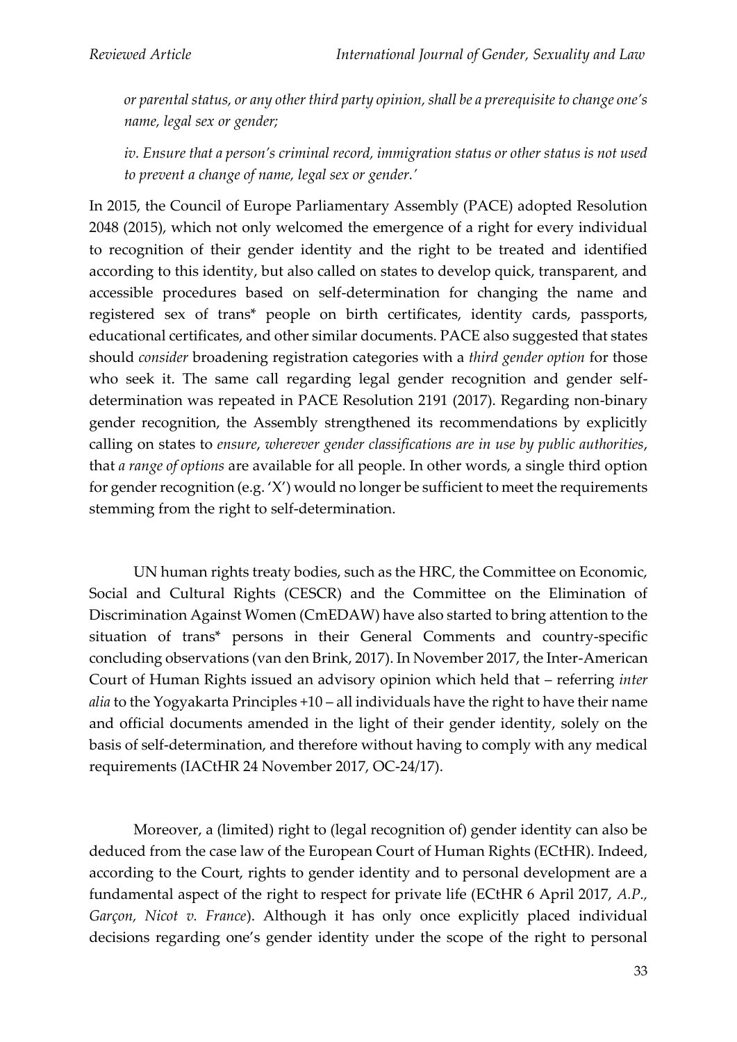*or parental status, or any other third party opinion, shall be a prerequisite to change one's name, legal sex or gender;*

*iv. Ensure that a person's criminal record, immigration status or other status is not used to prevent a change of name, legal sex or gender.'*

In 2015, the Council of Europe Parliamentary Assembly (PACE) adopted Resolution 2048 (2015), which not only welcomed the emergence of a right for every individual to recognition of their gender identity and the right to be treated and identified according to this identity, but also called on states to develop quick, transparent, and accessible procedures based on self-determination for changing the name and registered sex of trans* people on birth certificates, identity cards, passports, educational certificates, and other similar documents. PACE also suggested that states should *consider* broadening registration categories with a *third gender option* for those who seek it. The same call regarding legal gender recognition and gender self-determination was repeated in PACE Resolution 2191 (2017). Regarding non-binary gender recognition, the Assembly strengthened its recommendations by explicitly calling on states to *ensure*, *wherever gender classifications are in use by public authorities*, that *a range of options* are available for all people. In other words, a single third option for gender recognition (e.g. 'X') would no longer be sufficient to meet the requirements stemming from the right to self-determination.

UN human rights treaty bodies, such as the HRC, the Committee on Economic, Social and Cultural Rights (CESCR) and the Committee on the Elimination of Discrimination Against Women (CmEDAW) have also started to bring attention to the situation of trans* persons in their General Comments and country-specific concluding observations (van den Brink, 2017). In November 2017, the Inter-American Court of Human Rights issued an advisory opinion which held that – referring *inter alia* to the Yogyakarta Principles +10 – all individuals have the right to have their name and official documents amended in the light of their gender identity, solely on the basis of self-determination, and therefore without having to comply with any medical requirements (IACtHR 24 November 2017, OC-24/17).

Moreover, a (limited) right to (legal recognition of) gender identity can also be deduced from the case law of the European Court of Human Rights (ECtHR). Indeed, according to the Court, rights to gender identity and to personal development are a fundamental aspect of the right to respect for private life (ECtHR 6 April 2017, *A.P., Garçon, Nicot v. France*). Although it has only once explicitly placed individual decisions regarding one's gender identity under the scope of the right to personal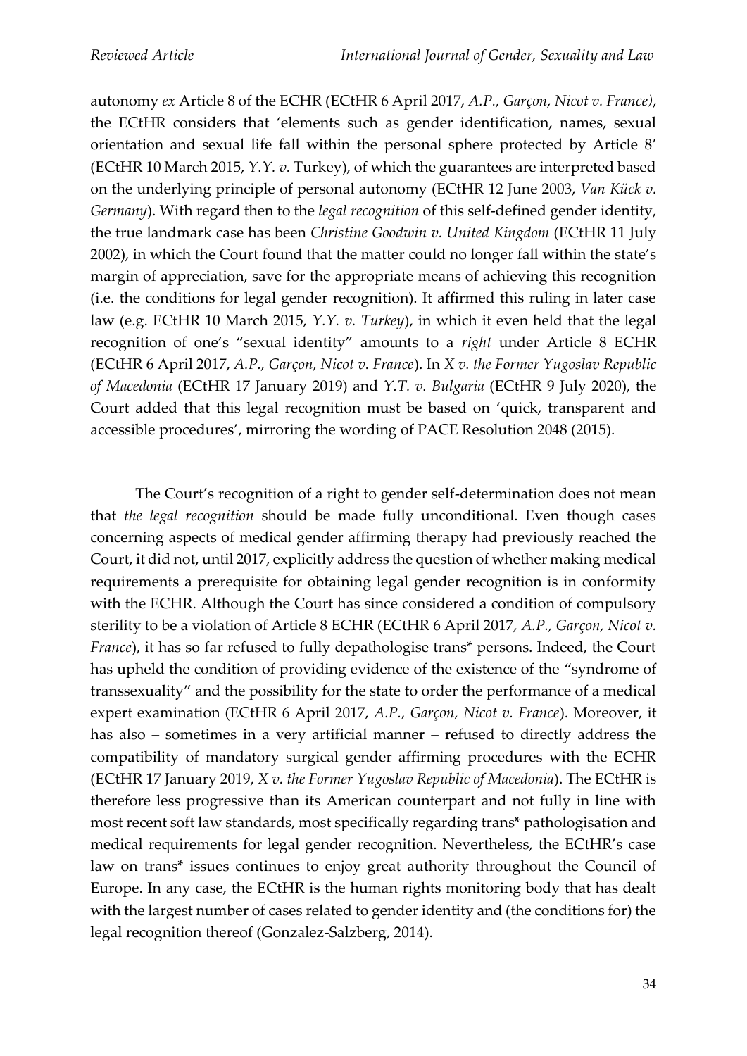autonomy *ex* Article 8 of the ECHR (ECtHR 6 April 2017, *A.P., Garçon, Nicot v. France)*, the ECtHR considers that 'elements such as gender identification, names, sexual orientation and sexual life fall within the personal sphere protected by Article 8' (ECtHR 10 March 2015, *Y.Y. v.* Turkey), of which the guarantees are interpreted based on the underlying principle of personal autonomy (ECtHR 12 June 2003, *Van Kück v. Germany*). With regard then to the *legal recognition* of this self-defined gender identity, the true landmark case has been *Christine Goodwin v. United Kingdom* (ECtHR 11 July 2002), in which the Court found that the matter could no longer fall within the state's margin of appreciation, save for the appropriate means of achieving this recognition (i.e. the conditions for legal gender recognition). It affirmed this ruling in later case law (e.g. ECtHR 10 March 2015, *Y.Y. v. Turkey*), in which it even held that the legal recognition of one's "sexual identity" amounts to a *right* under Article 8 ECHR (ECtHR 6 April 2017, *A.P., Garçon, Nicot v. France*). In *X v. the Former Yugoslav Republic of Macedonia* (ECtHR 17 January 2019) and *Y.T. v. Bulgaria* (ECtHR 9 July 2020), the Court added that this legal recognition must be based on 'quick, transparent and accessible procedures', mirroring the wording of PACE Resolution 2048 (2015).

The Court's recognition of a right to gender self-determination does not mean that *the legal recognition* should be made fully unconditional. Even though cases concerning aspects of medical gender affirming therapy had previously reached the Court, it did not, until 2017, explicitly address the question of whether making medical requirements a prerequisite for obtaining legal gender recognition is in conformity with the ECHR. Although the Court has since considered a condition of compulsory sterility to be a violation of Article 8 ECHR (ECtHR 6 April 2017, *A.P., Garçon, Nicot v. France*), it has so far refused to fully depathologise trans* persons. Indeed, the Court has upheld the condition of providing evidence of the existence of the "syndrome of transsexuality" and the possibility for the state to order the performance of a medical expert examination (ECtHR 6 April 2017, *A.P., Garçon, Nicot v. France*). Moreover, it has also – sometimes in a very artificial manner – refused to directly address the compatibility of mandatory surgical gender affirming procedures with the ECHR (ECtHR 17 January 2019, *X v. the Former Yugoslav Republic of Macedonia*). The ECtHR is therefore less progressive than its American counterpart and not fully in line with most recent soft law standards, most specifically regarding trans* pathologisation and medical requirements for legal gender recognition. Nevertheless, the ECtHR's case law on trans* issues continues to enjoy great authority throughout the Council of Europe. In any case, the ECtHR is the human rights monitoring body that has dealt with the largest number of cases related to gender identity and (the conditions for) the legal recognition thereof (Gonzalez-Salzberg, 2014).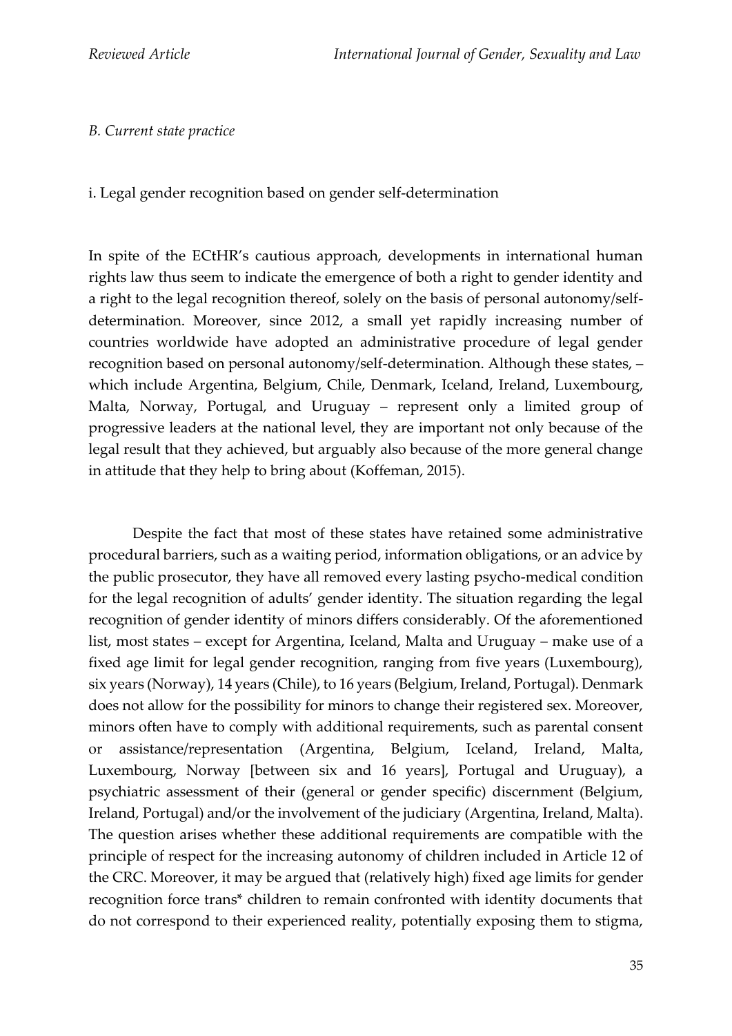*B. Current state practice*

i. Legal gender recognition based on gender self-determination

In spite of the ECtHR's cautious approach, developments in international human rights law thus seem to indicate the emergence of both a right to gender identity and a right to the legal recognition thereof, solely on the basis of personal autonomy/self-determination. Moreover, since 2012, a small yet rapidly increasing number of countries worldwide have adopted an administrative procedure of legal gender recognition based on personal autonomy/self-determination. Although these states, – which include Argentina, Belgium, Chile, Denmark, Iceland, Ireland, Luxembourg, Malta, Norway, Portugal, and Uruguay – represent only a limited group of progressive leaders at the national level, they are important not only because of the legal result that they achieved, but arguably also because of the more general change in attitude that they help to bring about (Koffeman, 2015).

Despite the fact that most of these states have retained some administrative procedural barriers, such as a waiting period, information obligations, or an advice by the public prosecutor, they have all removed every lasting psycho-medical condition for the legal recognition of adults' gender identity. The situation regarding the legal recognition of gender identity of minors differs considerably. Of the aforementioned list, most states – except for Argentina, Iceland, Malta and Uruguay – make use of a fixed age limit for legal gender recognition, ranging from five years (Luxembourg), six years (Norway), 14 years (Chile), to 16 years (Belgium, Ireland, Portugal). Denmark does not allow for the possibility for minors to change their registered sex. Moreover, minors often have to comply with additional requirements, such as parental consent or assistance/representation (Argentina, Belgium, Iceland, Ireland, Malta, Luxembourg, Norway [between six and 16 years], Portugal and Uruguay), a psychiatric assessment of their (general or gender specific) discernment (Belgium, Ireland, Portugal) and/or the involvement of the judiciary (Argentina, Ireland, Malta). The question arises whether these additional requirements are compatible with the principle of respect for the increasing autonomy of children included in Article 12 of the CRC. Moreover, it may be argued that (relatively high) fixed age limits for gender recognition force trans* children to remain confronted with identity documents that do not correspond to their experienced reality, potentially exposing them to stigma,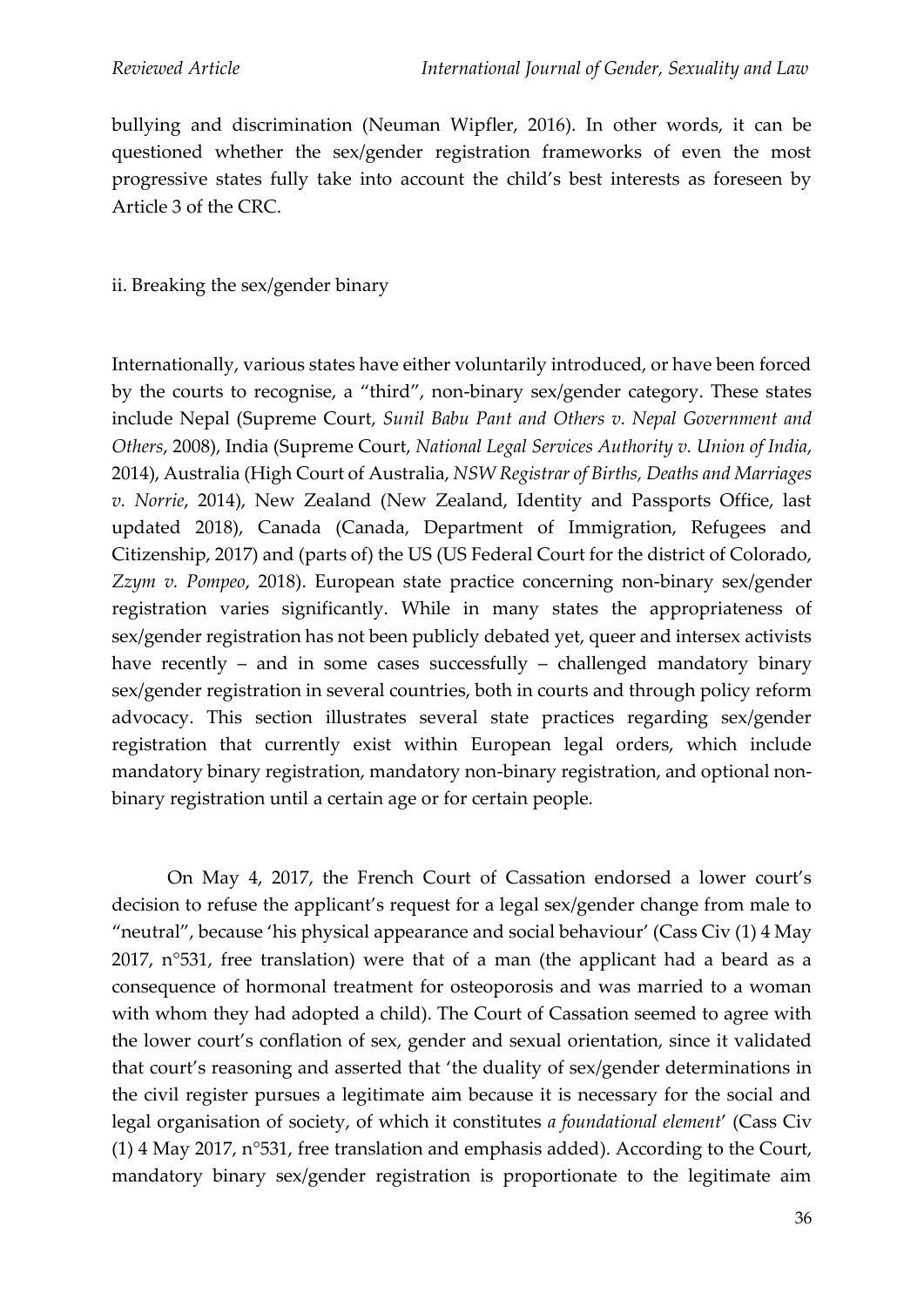bullying and discrimination (Neuman Wipfler, 2016). In other words, it can be questioned whether the sex/gender registration frameworks of even the most progressive states fully take into account the child's best interests as foreseen by Article 3 of the CRC.

### ii. Breaking the sex/gender binary

Internationally, various states have either voluntarily introduced, or have been forced by the courts to recognise, a "third", non-binary sex/gender category. These states include Nepal (Supreme Court, *Sunil Babu Pant and Others v. Nepal Government and Others*, 2008), India (Supreme Court, *National Legal Services Authority v. Union of India*, 2014), Australia (High Court of Australia, *NSW Registrar of Births, Deaths and Marriages v. Norrie*, 2014), New Zealand (New Zealand, Identity and Passports Office, last updated 2018), Canada (Canada, Department of Immigration, Refugees and Citizenship, 2017) and (parts of) the US (US Federal Court for the district of Colorado, *Zzym v. Pompeo*, 2018). European state practice concerning non-binary sex/gender registration varies significantly. While in many states the appropriateness of sex/gender registration has not been publicly debated yet, queer and intersex activists have recently – and in some cases successfully – challenged mandatory binary sex/gender registration in several countries, both in courts and through policy reform advocacy. This section illustrates several state practices regarding sex/gender registration that currently exist within European legal orders, which include mandatory binary registration, mandatory non-binary registration, and optional non-binary registration until a certain age or for certain people.

On May 4, 2017, the French Court of Cassation endorsed a lower court's decision to refuse the applicant's request for a legal sex/gender change from male to "neutral", because 'his physical appearance and social behaviour' (Cass Civ (1) 4 May 2017, n°531, free translation) were that of a man (the applicant had a beard as a consequence of hormonal treatment for osteoporosis and was married to a woman with whom they had adopted a child). The Court of Cassation seemed to agree with the lower court's conflation of sex, gender and sexual orientation, since it validated that court's reasoning and asserted that 'the duality of sex/gender determinations in the civil register pursues a legitimate aim because it is necessary for the social and legal organisation of society, of which it constitutes *a foundational element*' (Cass Civ (1) 4 May 2017, n°531, free translation and emphasis added). According to the Court, mandatory binary sex/gender registration is proportionate to the legitimate aim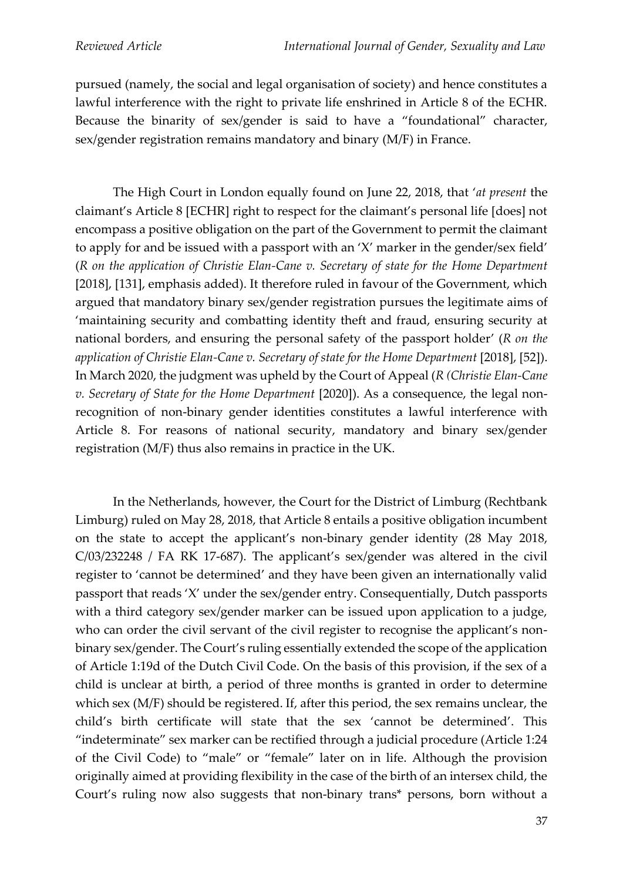pursued (namely, the social and legal organisation of society) and hence constitutes a lawful interference with the right to private life enshrined in Article 8 of the ECHR. Because the binarity of sex/gender is said to have a "foundational" character, sex/gender registration remains mandatory and binary (M/F) in France.

The High Court in London equally found on June 22, 2018, that '*at present* the claimant's Article 8 [ECHR] right to respect for the claimant's personal life [does] not encompass a positive obligation on the part of the Government to permit the claimant to apply for and be issued with a passport with an 'X' marker in the gender/sex field' (*R on the application of Christie Elan-Cane v. Secretary of state for the Home Department* [2018], [131], emphasis added). It therefore ruled in favour of the Government, which argued that mandatory binary sex/gender registration pursues the legitimate aims of 'maintaining security and combatting identity theft and fraud, ensuring security at national borders, and ensuring the personal safety of the passport holder' (*R on the application of Christie Elan-Cane v. Secretary of state for the Home Department* [2018], [52]). In March 2020, the judgment was upheld by the Court of Appeal (*R (Christie Elan-Cane v. Secretary of State for the Home Department* [2020]). As a consequence, the legal non-recognition of non-binary gender identities constitutes a lawful interference with Article 8. For reasons of national security, mandatory and binary sex/gender registration (M/F) thus also remains in practice in the UK.

In the Netherlands, however, the Court for the District of Limburg (Rechtbank Limburg) ruled on May 28, 2018, that Article 8 entails a positive obligation incumbent on the state to accept the applicant's non-binary gender identity (28 May 2018, C/03/232248 / FA RK 17-687). The applicant's sex/gender was altered in the civil register to 'cannot be determined' and they have been given an internationally valid passport that reads 'X' under the sex/gender entry. Consequentially, Dutch passports with a third category sex/gender marker can be issued upon application to a judge, who can order the civil servant of the civil register to recognise the applicant's non-binary sex/gender. The Court's ruling essentially extended the scope of the application of Article 1:19d of the Dutch Civil Code. On the basis of this provision, if the sex of a child is unclear at birth, a period of three months is granted in order to determine which sex (M/F) should be registered. If, after this period, the sex remains unclear, the child's birth certificate will state that the sex 'cannot be determined'. This "indeterminate" sex marker can be rectified through a judicial procedure (Article 1:24 of the Civil Code) to "male" or "female" later on in life. Although the provision originally aimed at providing flexibility in the case of the birth of an intersex child, the Court's ruling now also suggests that non-binary trans* persons, born without a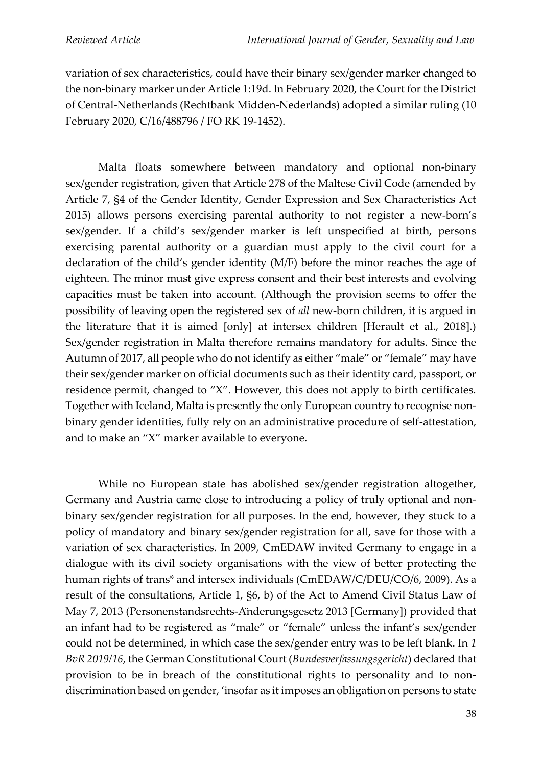variation of sex characteristics, could have their binary sex/gender marker changed to the non-binary marker under Article 1:19d. In February 2020, the Court for the District of Central-Netherlands (Rechtbank Midden-Nederlands) adopted a similar ruling (10 February 2020, C/16/488796 / FO RK 19-1452).

Malta floats somewhere between mandatory and optional non-binary sex/gender registration, given that Article 278 of the Maltese Civil Code (amended by Article 7, §4 of the Gender Identity, Gender Expression and Sex Characteristics Act 2015) allows persons exercising parental authority to not register a new-born's sex/gender. If a child's sex/gender marker is left unspecified at birth, persons exercising parental authority or a guardian must apply to the civil court for a declaration of the child's gender identity (M/F) before the minor reaches the age of eighteen. The minor must give express consent and their best interests and evolving capacities must be taken into account. (Although the provision seems to offer the possibility of leaving open the registered sex of *all* new-born children, it is argued in the literature that it is aimed [only] at intersex children [Herault et al., 2018].) Sex/gender registration in Malta therefore remains mandatory for adults. Since the Autumn of 2017, all people who do not identify as either "male" or "female" may have their sex/gender marker on official documents such as their identity card, passport, or residence permit, changed to "X". However, this does not apply to birth certificates. Together with Iceland, Malta is presently the only European country to recognise non-binary gender identities, fully rely on an administrative procedure of self-attestation, and to make an "X" marker available to everyone.

While no European state has abolished sex/gender registration altogether, Germany and Austria came close to introducing a policy of truly optional and non-binary sex/gender registration for all purposes. In the end, however, they stuck to a policy of mandatory and binary sex/gender registration for all, save for those with a variation of sex characteristics. In 2009, CmEDAW invited Germany to engage in a dialogue with its civil society organisations with the view of better protecting the human rights of trans* and intersex individuals (CmEDAW/C/DEU/CO/6, 2009). As a result of the consultations, Article 1, §6, b) of the Act to Amend Civil Status Law of May 7, 2013 (Personenstandsrechts-Änderungsgesetz 2013 [Germany]) provided that an infant had to be registered as "male" or "female" unless the infant's sex/gender could not be determined, in which case the sex/gender entry was to be left blank. In *1 BvR 2019/16*, the German Constitutional Court (*Bundesverfassungsgericht*) declared that provision to be in breach of the constitutional rights to personality and to non-discrimination based on gender, 'insofar as it imposes an obligation on persons to state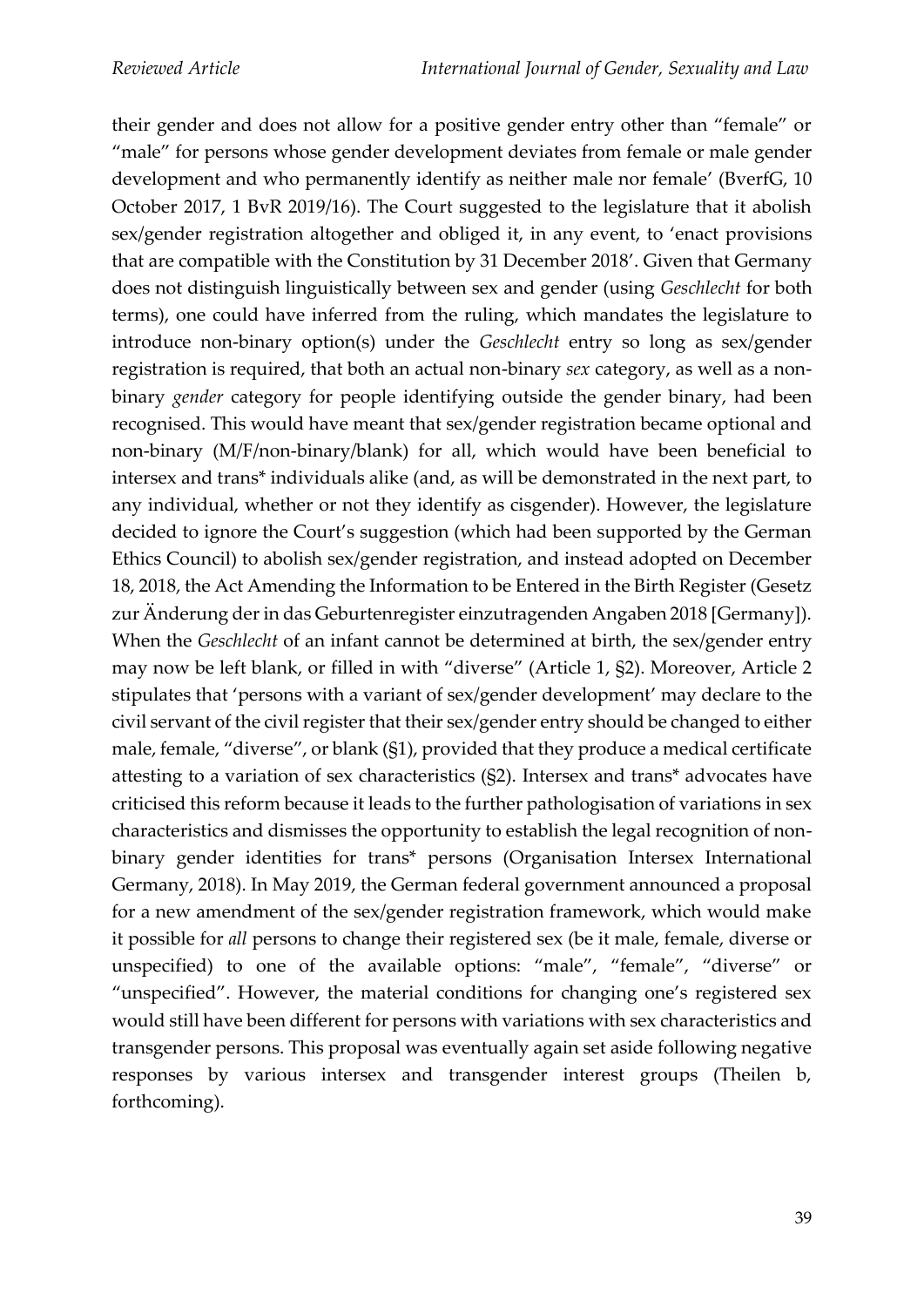their gender and does not allow for a positive gender entry other than "female" or "male" for persons whose gender development deviates from female or male gender development and who permanently identify as neither male nor female' (BverfG, 10 October 2017, 1 BvR 2019/16). The Court suggested to the legislature that it abolish sex/gender registration altogether and obliged it, in any event, to 'enact provisions that are compatible with the Constitution by 31 December 2018'. Given that Germany does not distinguish linguistically between sex and gender (using *Geschlecht* for both terms), one could have inferred from the ruling, which mandates the legislature to introduce non-binary option(s) under the *Geschlecht* entry so long as sex/gender registration is required, that both an actual non-binary *sex* category, as well as a non-binary *gender* category for people identifying outside the gender binary, had been recognised. This would have meant that sex/gender registration became optional and non-binary (M/F/non-binary/blank) for all, which would have been beneficial to intersex and trans* individuals alike (and, as will be demonstrated in the next part, to any individual, whether or not they identify as cisgender). However, the legislature decided to ignore the Court's suggestion (which had been supported by the German Ethics Council) to abolish sex/gender registration, and instead adopted on December 18, 2018, the Act Amending the Information to be Entered in the Birth Register (Gesetz zur Änderung der in das Geburtenregister einzutragenden Angaben 2018 [Germany]). When the *Geschlecht* of an infant cannot be determined at birth, the sex/gender entry may now be left blank, or filled in with "diverse" (Article 1, §2). Moreover, Article 2 stipulates that 'persons with a variant of sex/gender development' may declare to the civil servant of the civil register that their sex/gender entry should be changed to either male, female, "diverse", or blank (§1), provided that they produce a medical certificate attesting to a variation of sex characteristics (§2). Intersex and trans* advocates have criticised this reform because it leads to the further pathologisation of variations in sex characteristics and dismisses the opportunity to establish the legal recognition of non-binary gender identities for trans* persons (Organisation Intersex International Germany, 2018). In May 2019, the German federal government announced a proposal for a new amendment of the sex/gender registration framework, which would make it possible for *all* persons to change their registered sex (be it male, female, diverse or unspecified) to one of the available options: "male", "female", "diverse" or "unspecified". However, the material conditions for changing one's registered sex would still have been different for persons with variations with sex characteristics and transgender persons. This proposal was eventually again set aside following negative responses by various intersex and transgender interest groups (Theilen b, forthcoming).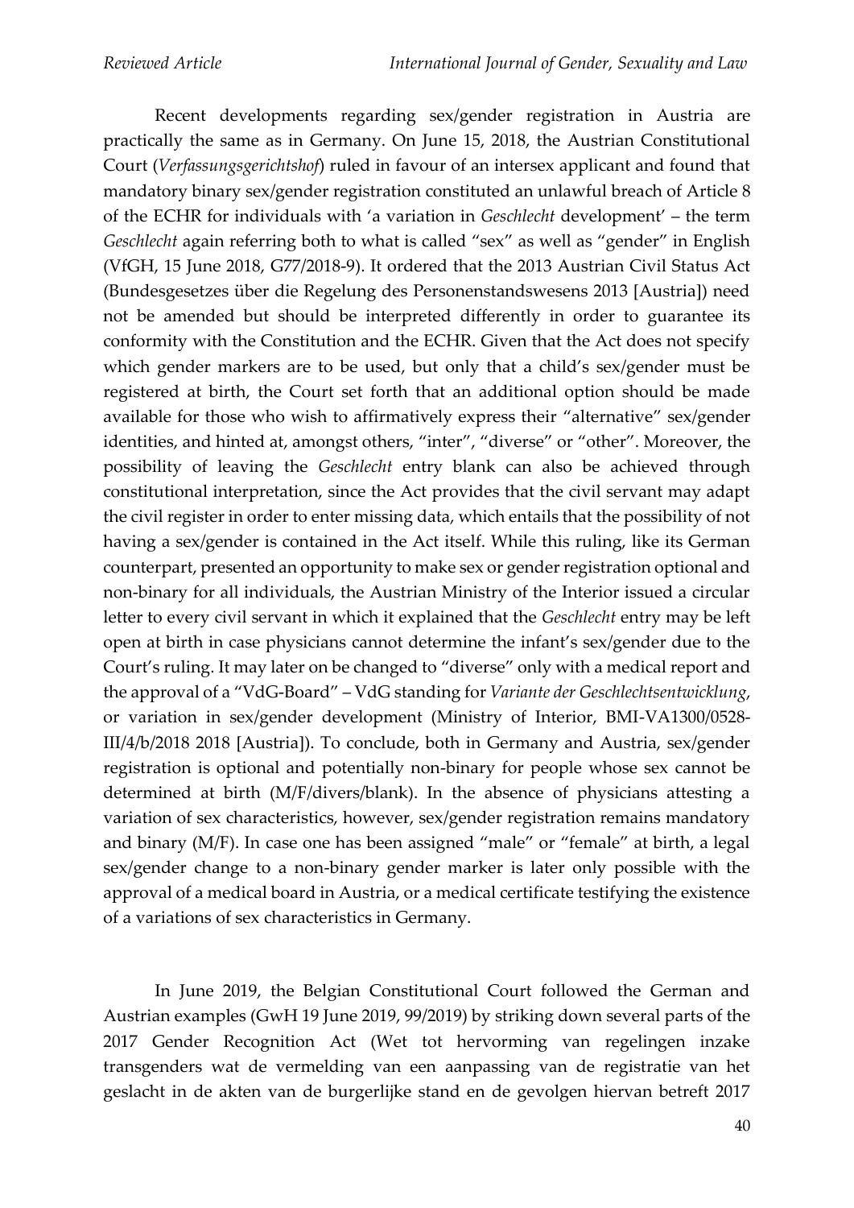Recent developments regarding sex/gender registration in Austria are practically the same as in Germany. On June 15, 2018, the Austrian Constitutional Court (*Verfassungsgerichtshof*) ruled in favour of an intersex applicant and found that mandatory binary sex/gender registration constituted an unlawful breach of Article 8 of the ECHR for individuals with 'a variation in *Geschlecht* development' – the term *Geschlecht* again referring both to what is called "sex" as well as "gender" in English (VfGH, 15 June 2018, G77/2018-9). It ordered that the 2013 Austrian Civil Status Act (Bundesgesetzes über die Regelung des Personenstandswesens 2013 [Austria]) need not be amended but should be interpreted differently in order to guarantee its conformity with the Constitution and the ECHR. Given that the Act does not specify which gender markers are to be used, but only that a child's sex/gender must be registered at birth, the Court set forth that an additional option should be made available for those who wish to affirmatively express their "alternative" sex/gender identities, and hinted at, amongst others, "inter", "diverse" or "other". Moreover, the possibility of leaving the *Geschlecht* entry blank can also be achieved through constitutional interpretation, since the Act provides that the civil servant may adapt the civil register in order to enter missing data, which entails that the possibility of not having a sex/gender is contained in the Act itself. While this ruling, like its German counterpart, presented an opportunity to make sex or gender registration optional and non-binary for all individuals, the Austrian Ministry of the Interior issued a circular letter to every civil servant in which it explained that the *Geschlecht* entry may be left open at birth in case physicians cannot determine the infant's sex/gender due to the Court's ruling. It may later on be changed to "diverse" only with a medical report and the approval of a "VdG-Board" – VdG standing for *Variante der Geschlechtsentwicklung*, or variation in sex/gender development (Ministry of Interior, BMI-VA1300/0528-III/4/b/2018 2018 [Austria]). To conclude, both in Germany and Austria, sex/gender registration is optional and potentially non-binary for people whose sex cannot be determined at birth (M/F/divers/blank). In the absence of physicians attesting a variation of sex characteristics, however, sex/gender registration remains mandatory and binary (M/F). In case one has been assigned "male" or "female" at birth, a legal sex/gender change to a non-binary gender marker is later only possible with the approval of a medical board in Austria, or a medical certificate testifying the existence of a variations of sex characteristics in Germany.

In June 2019, the Belgian Constitutional Court followed the German and Austrian examples (GwH 19 June 2019, 99/2019) by striking down several parts of the 2017 Gender Recognition Act (Wet tot hervorming van regelingen inzake transgenders wat de vermelding van een aanpassing van de registratie van het geslacht in de akten van de burgerlijke stand en de gevolgen hiervan betreft 2017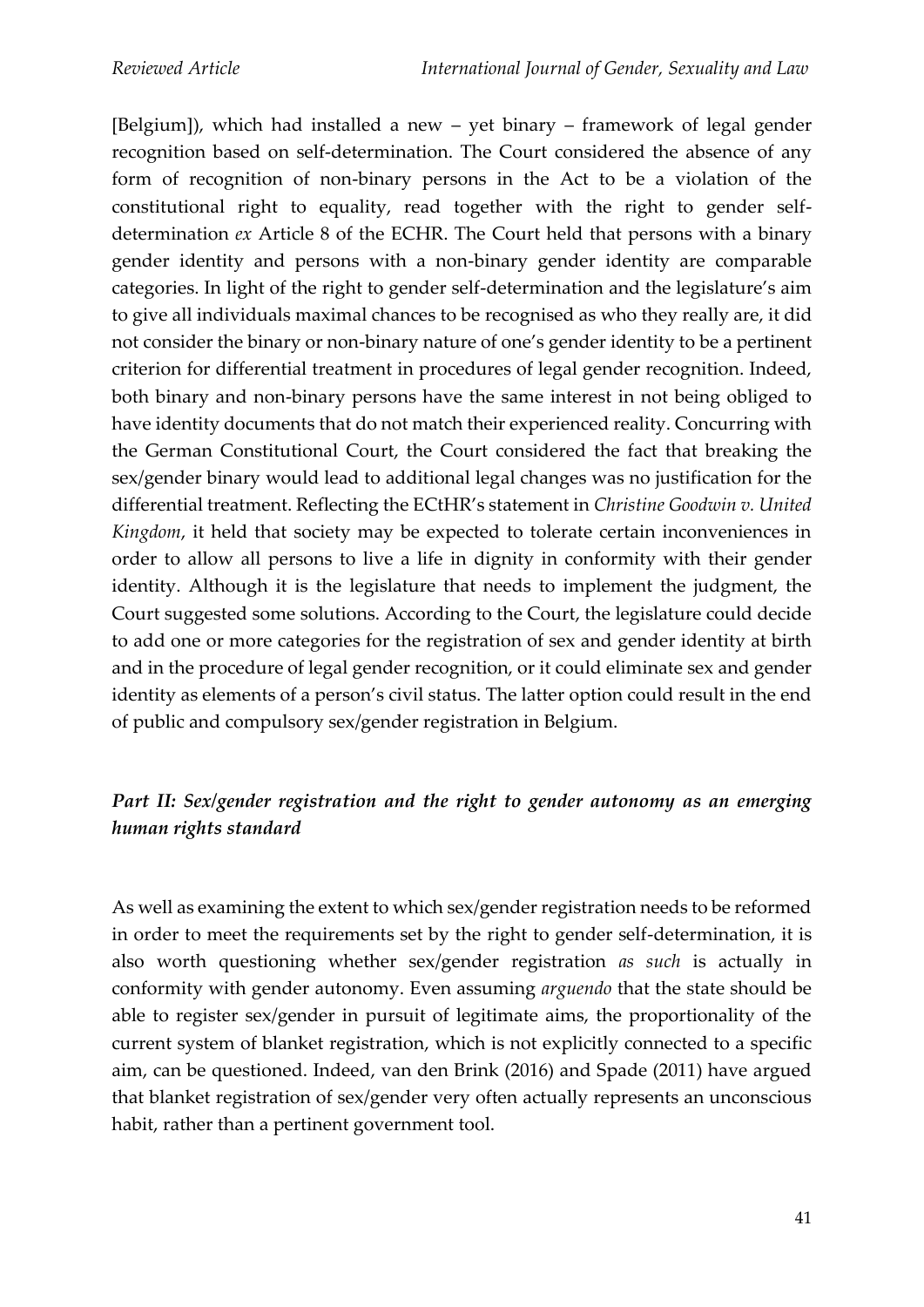[Belgium]), which had installed a new – yet binary – framework of legal gender recognition based on self-determination. The Court considered the absence of any form of recognition of non-binary persons in the Act to be a violation of the constitutional right to equality, read together with the right to gender self-determination *ex* Article 8 of the ECHR. The Court held that persons with a binary gender identity and persons with a non-binary gender identity are comparable categories. In light of the right to gender self-determination and the legislature's aim to give all individuals maximal chances to be recognised as who they really are, it did not consider the binary or non-binary nature of one's gender identity to be a pertinent criterion for differential treatment in procedures of legal gender recognition. Indeed, both binary and non-binary persons have the same interest in not being obliged to have identity documents that do not match their experienced reality. Concurring with the German Constitutional Court, the Court considered the fact that breaking the sex/gender binary would lead to additional legal changes was no justification for the differential treatment. Reflecting the ECtHR's statement in *Christine Goodwin v. United Kingdom*, it held that society may be expected to tolerate certain inconveniences in order to allow all persons to live a life in dignity in conformity with their gender identity. Although it is the legislature that needs to implement the judgment, the Court suggested some solutions. According to the Court, the legislature could decide to add one or more categories for the registration of sex and gender identity at birth and in the procedure of legal gender recognition, or it could eliminate sex and gender identity as elements of a person's civil status. The latter option could result in the end of public and compulsory sex/gender registration in Belgium.

## *Part II: Sex/gender registration and the right to gender autonomy as an emerging human rights standard*

As well as examining the extent to which sex/gender registration needs to be reformed in order to meet the requirements set by the right to gender self-determination, it is also worth questioning whether sex/gender registration *as such* is actually in conformity with gender autonomy. Even assuming *arguendo* that the state should be able to register sex/gender in pursuit of legitimate aims, the proportionality of the current system of blanket registration, which is not explicitly connected to a specific aim, can be questioned. Indeed, van den Brink (2016) and Spade (2011) have argued that blanket registration of sex/gender very often actually represents an unconscious habit, rather than a pertinent government tool.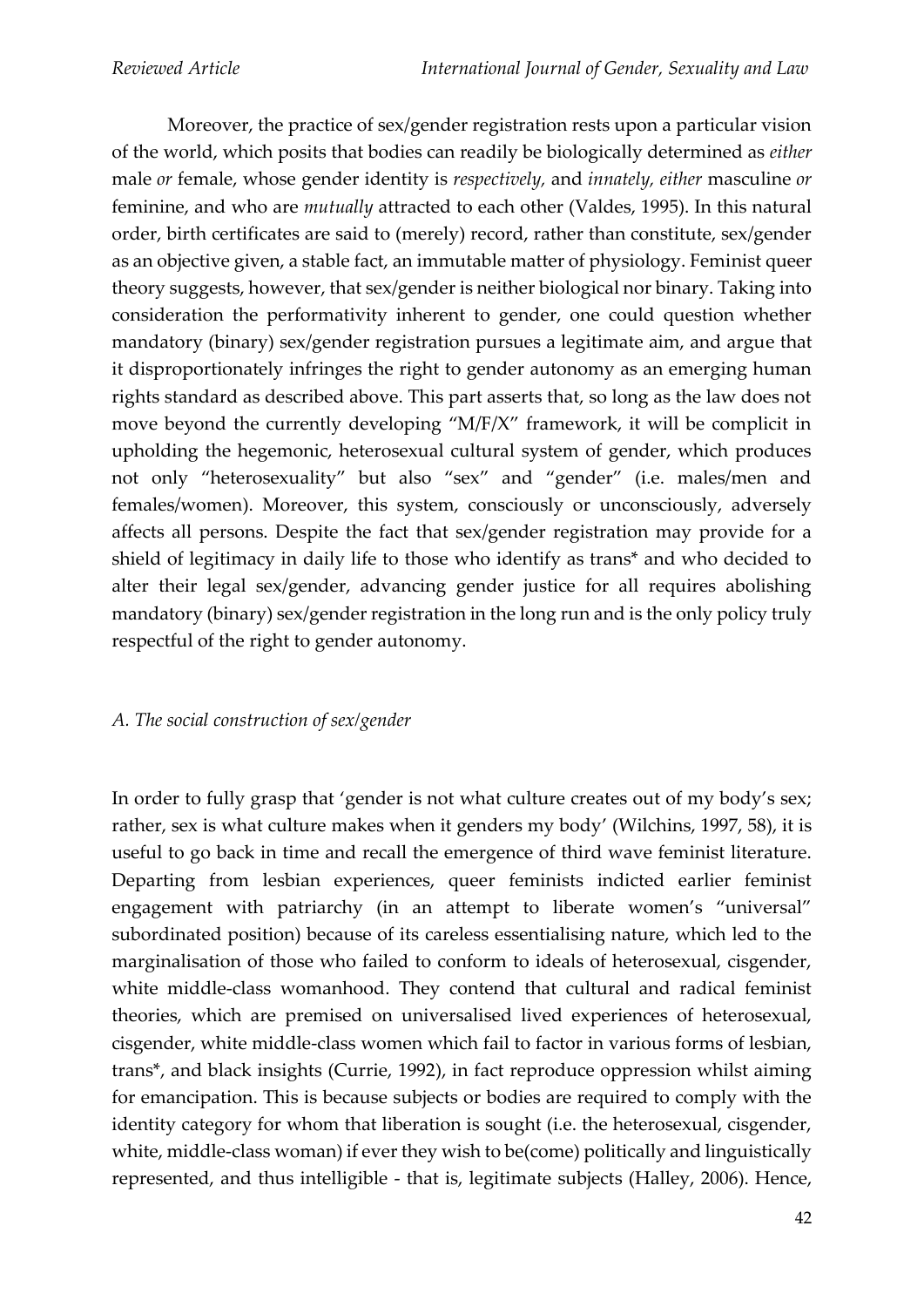Moreover, the practice of sex/gender registration rests upon a particular vision of the world, which posits that bodies can readily be biologically determined as *either* male *or* female, whose gender identity is *respectively,* and *innately, either* masculine *or* feminine, and who are *mutually* attracted to each other (Valdes, 1995). In this natural order, birth certificates are said to (merely) record, rather than constitute, sex/gender as an objective given, a stable fact, an immutable matter of physiology. Feminist queer theory suggests, however, that sex/gender is neither biological nor binary. Taking into consideration the performativity inherent to gender, one could question whether mandatory (binary) sex/gender registration pursues a legitimate aim, and argue that it disproportionately infringes the right to gender autonomy as an emerging human rights standard as described above. This part asserts that, so long as the law does not move beyond the currently developing "M/F/X" framework, it will be complicit in upholding the hegemonic, heterosexual cultural system of gender, which produces not only "heterosexuality" but also "sex" and "gender" (i.e. males/men and females/women). Moreover, this system, consciously or unconsciously, adversely affects all persons. Despite the fact that sex/gender registration may provide for a shield of legitimacy in daily life to those who identify as trans* and who decided to alter their legal sex/gender, advancing gender justice for all requires abolishing mandatory (binary) sex/gender registration in the long run and is the only policy truly respectful of the right to gender autonomy.

### *A. The social construction of sex/gender*

In order to fully grasp that 'gender is not what culture creates out of my body's sex; rather, sex is what culture makes when it genders my body' (Wilchins, 1997, 58), it is useful to go back in time and recall the emergence of third wave feminist literature. Departing from lesbian experiences, queer feminists indicted earlier feminist engagement with patriarchy (in an attempt to liberate women's "universal" subordinated position) because of its careless essentialising nature, which led to the marginalisation of those who failed to conform to ideals of heterosexual, cisgender, white middle-class womanhood. They contend that cultural and radical feminist theories, which are premised on universalised lived experiences of heterosexual, cisgender, white middle-class women which fail to factor in various forms of lesbian, trans*, and black insights (Currie, 1992), in fact reproduce oppression whilst aiming for emancipation. This is because subjects or bodies are required to comply with the identity category for whom that liberation is sought (i.e. the heterosexual, cisgender, white, middle-class woman) if ever they wish to be(come) politically and linguistically represented, and thus intelligible - that is, legitimate subjects (Halley, 2006). Hence,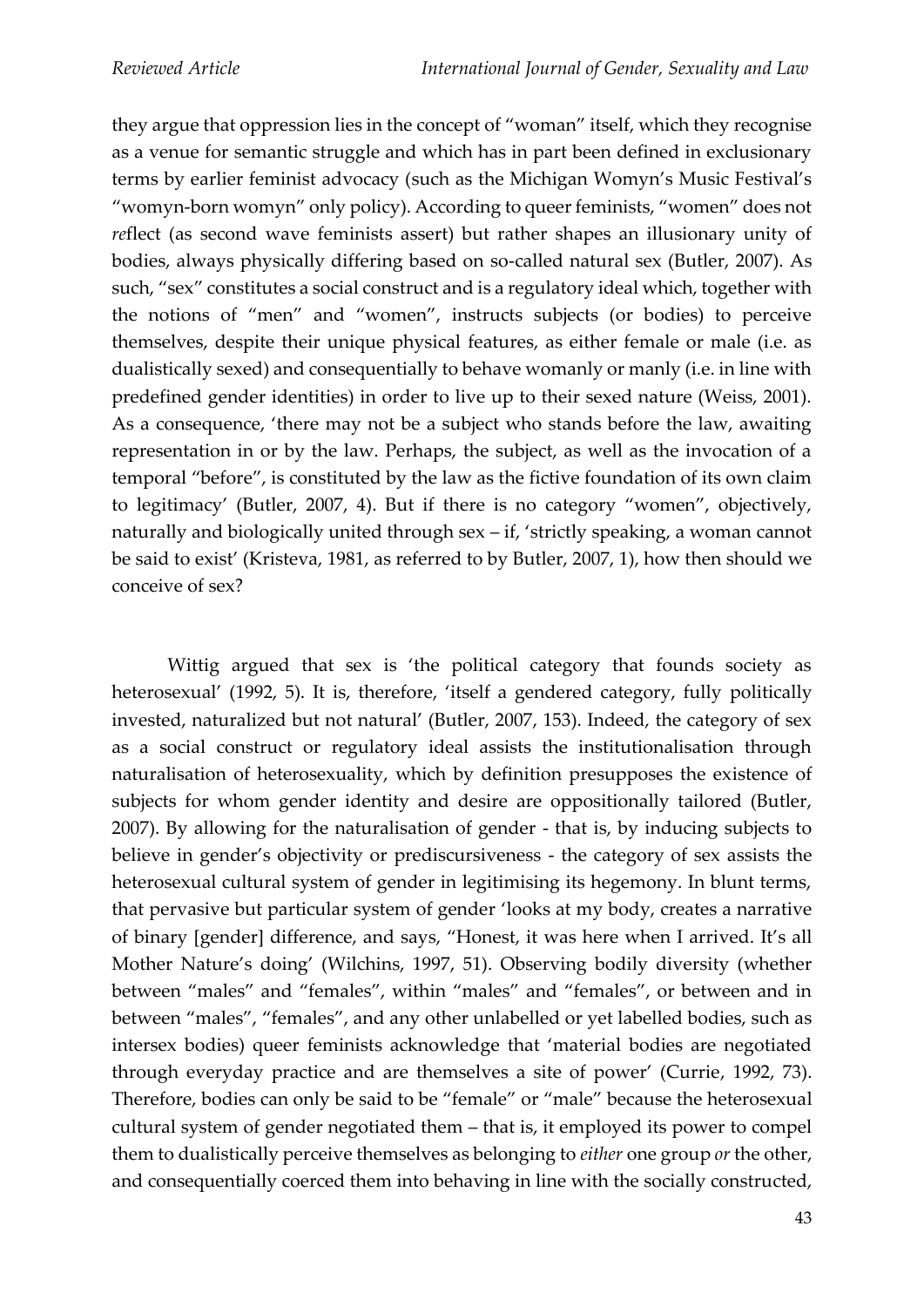they argue that oppression lies in the concept of "woman" itself, which they recognise as a venue for semantic struggle and which has in part been defined in exclusionary terms by earlier feminist advocacy (such as the Michigan Womyn's Music Festival's "womyn-born womyn" only policy). According to queer feminists, "women" does not *re*flect (as second wave feminists assert) but rather shapes an illusionary unity of bodies, always physically differing based on so-called natural sex (Butler, 2007). As such, "sex" constitutes a social construct and is a regulatory ideal which, together with the notions of "men" and "women", instructs subjects (or bodies) to perceive themselves, despite their unique physical features, as either female or male (i.e. as dualistically sexed) and consequentially to behave womanly or manly (i.e. in line with predefined gender identities) in order to live up to their sexed nature (Weiss, 2001). As a consequence, 'there may not be a subject who stands before the law, awaiting representation in or by the law. Perhaps, the subject, as well as the invocation of a temporal "before", is constituted by the law as the fictive foundation of its own claim to legitimacy' (Butler, 2007, 4). But if there is no category "women", objectively, naturally and biologically united through sex – if, 'strictly speaking, a woman cannot be said to exist' (Kristeva, 1981, as referred to by Butler, 2007, 1), how then should we conceive of sex?

Wittig argued that sex is 'the political category that founds society as heterosexual' (1992, 5). It is, therefore, 'itself a gendered category, fully politically invested, naturalized but not natural' (Butler, 2007, 153). Indeed, the category of sex as a social construct or regulatory ideal assists the institutionalisation through naturalisation of heterosexuality, which by definition presupposes the existence of subjects for whom gender identity and desire are oppositionally tailored (Butler, 2007). By allowing for the naturalisation of gender - that is, by inducing subjects to believe in gender's objectivity or prediscursiveness - the category of sex assists the heterosexual cultural system of gender in legitimising its hegemony. In blunt terms, that pervasive but particular system of gender 'looks at my body, creates a narrative of binary [gender] difference, and says, "Honest, it was here when I arrived. It's all Mother Nature's doing' (Wilchins, 1997, 51). Observing bodily diversity (whether between "males" and "females", within "males" and "females", or between and in between "males", "females", and any other unlabelled or yet labelled bodies, such as intersex bodies) queer feminists acknowledge that 'material bodies are negotiated through everyday practice and are themselves a site of power' (Currie, 1992, 73). Therefore, bodies can only be said to be "female" or "male" because the heterosexual cultural system of gender negotiated them – that is, it employed its power to compel them to dualistically perceive themselves as belonging to *either* one group *or* the other, and consequentially coerced them into behaving in line with the socially constructed,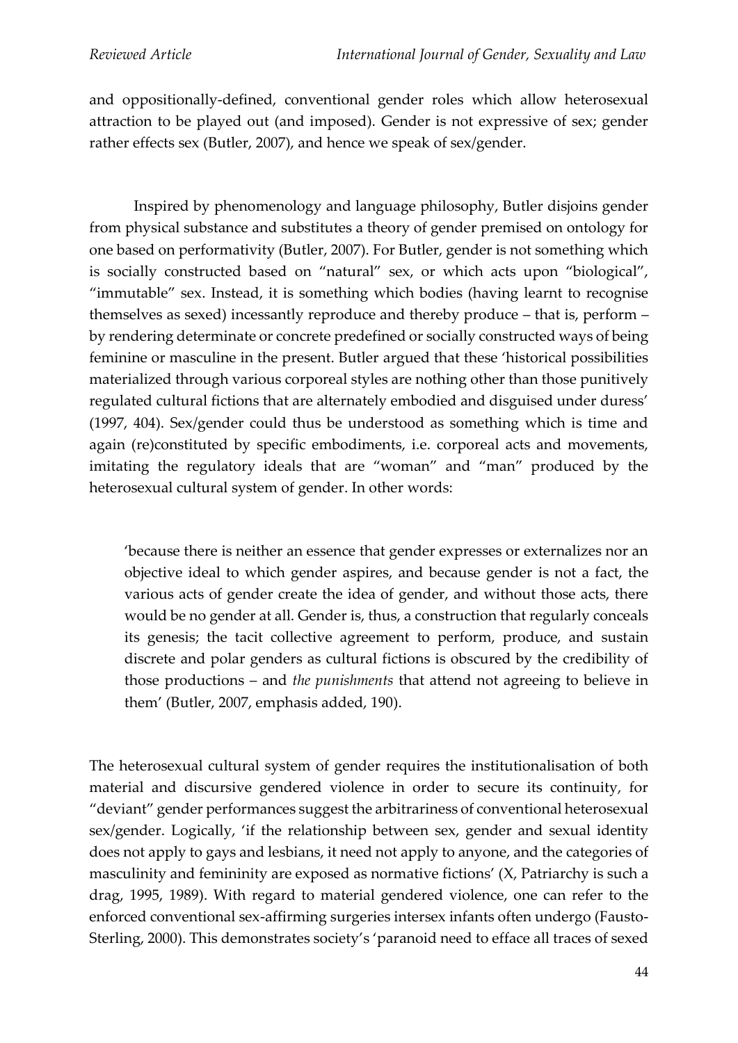and oppositionally-defined, conventional gender roles which allow heterosexual attraction to be played out (and imposed). Gender is not expressive of sex; gender rather effects sex (Butler, 2007), and hence we speak of sex/gender.

Inspired by phenomenology and language philosophy, Butler disjoins gender from physical substance and substitutes a theory of gender premised on ontology for one based on performativity (Butler, 2007). For Butler, gender is not something which is socially constructed based on "natural" sex, or which acts upon "biological", "immutable" sex. Instead, it is something which bodies (having learnt to recognise themselves as sexed) incessantly reproduce and thereby produce – that is, perform – by rendering determinate or concrete predefined or socially constructed ways of being feminine or masculine in the present. Butler argued that these 'historical possibilities materialized through various corporeal styles are nothing other than those punitively regulated cultural fictions that are alternately embodied and disguised under duress' (1997, 404). Sex/gender could thus be understood as something which is time and again (re)constituted by specific embodiments, i.e. corporeal acts and movements, imitating the regulatory ideals that are "woman" and "man" produced by the heterosexual cultural system of gender. In other words:

> 'because there is neither an essence that gender expresses or externalizes nor an objective ideal to which gender aspires, and because gender is not a fact, the various acts of gender create the idea of gender, and without those acts, there would be no gender at all. Gender is, thus, a construction that regularly conceals its genesis; the tacit collective agreement to perform, produce, and sustain discrete and polar genders as cultural fictions is obscured by the credibility of those productions – and *the punishments* that attend not agreeing to believe in them' (Butler, 2007, emphasis added, 190).

The heterosexual cultural system of gender requires the institutionalisation of both material and discursive gendered violence in order to secure its continuity, for "deviant" gender performances suggest the arbitrariness of conventional heterosexual sex/gender. Logically, 'if the relationship between sex, gender and sexual identity does not apply to gays and lesbians, it need not apply to anyone, and the categories of masculinity and femininity are exposed as normative fictions' (X, Patriarchy is such a drag, 1995, 1989). With regard to material gendered violence, one can refer to the enforced conventional sex-affirming surgeries intersex infants often undergo (Fausto-Sterling, 2000). This demonstrates society's 'paranoid need to efface all traces of sexed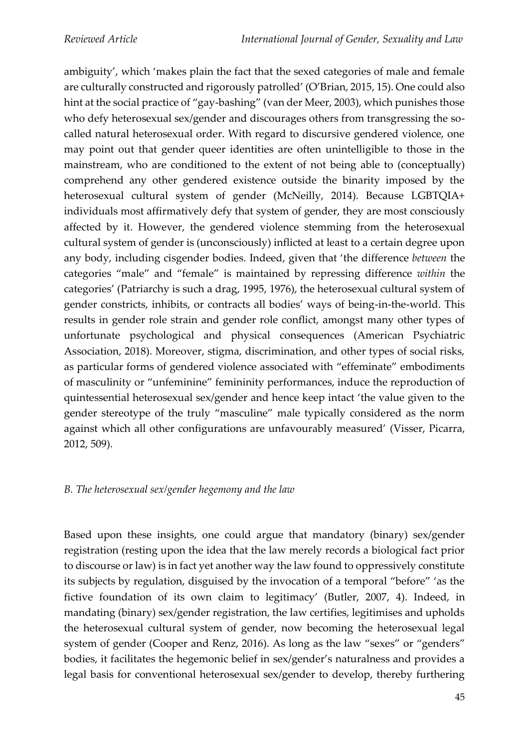ambiguity', which 'makes plain the fact that the sexed categories of male and female are culturally constructed and rigorously patrolled' (O'Brian, 2015, 15). One could also hint at the social practice of "gay-bashing" (van der Meer, 2003), which punishes those who defy heterosexual sex/gender and discourages others from transgressing the so-called natural heterosexual order. With regard to discursive gendered violence, one may point out that gender queer identities are often unintelligible to those in the mainstream, who are conditioned to the extent of not being able to (conceptually) comprehend any other gendered existence outside the binarity imposed by the heterosexual cultural system of gender (McNeilly, 2014). Because LGBTQIA+ individuals most affirmatively defy that system of gender, they are most consciously affected by it. However, the gendered violence stemming from the heterosexual cultural system of gender is (unconsciously) inflicted at least to a certain degree upon any body, including cisgender bodies. Indeed, given that 'the difference *between* the categories "male" and "female" is maintained by repressing difference *within* the categories' (Patriarchy is such a drag, 1995, 1976), the heterosexual cultural system of gender constricts, inhibits, or contracts all bodies' ways of being-in-the-world. This results in gender role strain and gender role conflict, amongst many other types of unfortunate psychological and physical consequences (American Psychiatric Association, 2018). Moreover, stigma, discrimination, and other types of social risks, as particular forms of gendered violence associated with "effeminate" embodiments of masculinity or "unfeminine" femininity performances, induce the reproduction of quintessential heterosexual sex/gender and hence keep intact 'the value given to the gender stereotype of the truly "masculine" male typically considered as the norm against which all other configurations are unfavourably measured' (Visser, Picarra, 2012, 509).

### *B. The heterosexual sex/gender hegemony and the law*

Based upon these insights, one could argue that mandatory (binary) sex/gender registration (resting upon the idea that the law merely records a biological fact prior to discourse or law) is in fact yet another way the law found to oppressively constitute its subjects by regulation, disguised by the invocation of a temporal "before" 'as the fictive foundation of its own claim to legitimacy' (Butler, 2007, 4). Indeed, in mandating (binary) sex/gender registration, the law certifies, legitimises and upholds the heterosexual cultural system of gender, now becoming the heterosexual legal system of gender (Cooper and Renz, 2016). As long as the law "sexes" or "genders" bodies, it facilitates the hegemonic belief in sex/gender's naturalness and provides a legal basis for conventional heterosexual sex/gender to develop, thereby furthering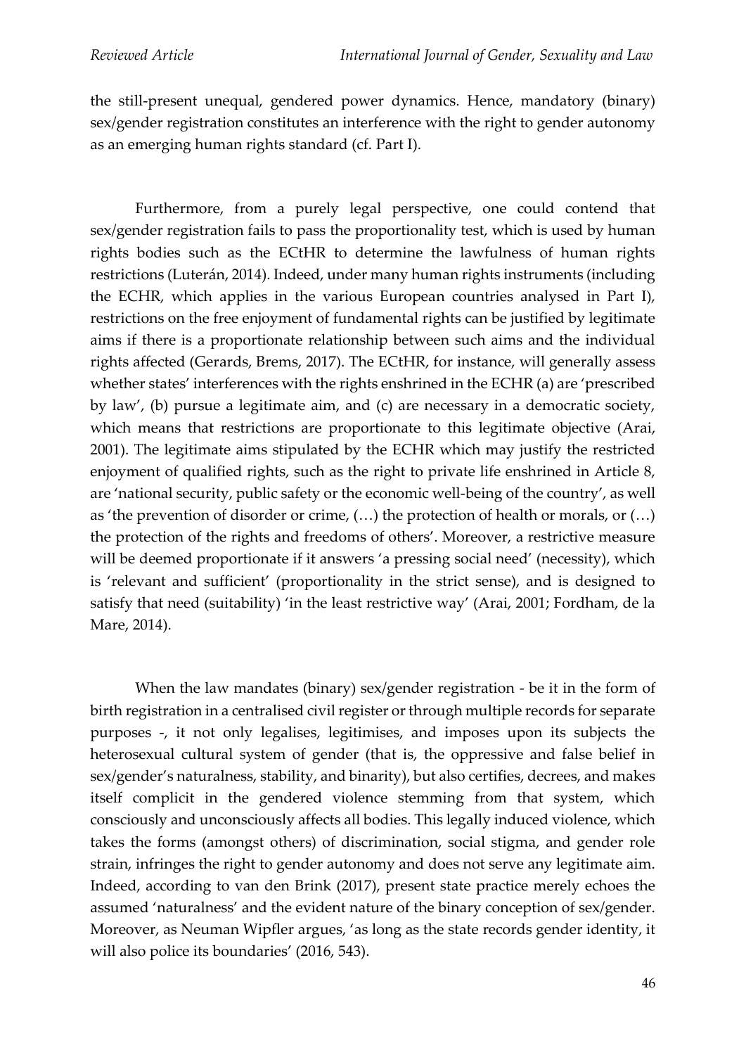the still-present unequal, gendered power dynamics. Hence, mandatory (binary) sex/gender registration constitutes an interference with the right to gender autonomy as an emerging human rights standard (cf. Part I).

Furthermore, from a purely legal perspective, one could contend that sex/gender registration fails to pass the proportionality test, which is used by human rights bodies such as the ECtHR to determine the lawfulness of human rights restrictions (Luterán, 2014). Indeed, under many human rights instruments (including the ECHR, which applies in the various European countries analysed in Part I), restrictions on the free enjoyment of fundamental rights can be justified by legitimate aims if there is a proportionate relationship between such aims and the individual rights affected (Gerards, Brems, 2017). The ECtHR, for instance, will generally assess whether states' interferences with the rights enshrined in the ECHR (a) are 'prescribed by law', (b) pursue a legitimate aim, and (c) are necessary in a democratic society, which means that restrictions are proportionate to this legitimate objective (Arai, 2001). The legitimate aims stipulated by the ECHR which may justify the restricted enjoyment of qualified rights, such as the right to private life enshrined in Article 8, are 'national security, public safety or the economic well-being of the country', as well as 'the prevention of disorder or crime, (…) the protection of health or morals, or (…) the protection of the rights and freedoms of others'. Moreover, a restrictive measure will be deemed proportionate if it answers 'a pressing social need' (necessity), which is 'relevant and sufficient' (proportionality in the strict sense), and is designed to satisfy that need (suitability) 'in the least restrictive way' (Arai, 2001; Fordham, de la Mare, 2014).

When the law mandates (binary) sex/gender registration - be it in the form of birth registration in a centralised civil register or through multiple records for separate purposes -, it not only legalises, legitimises, and imposes upon its subjects the heterosexual cultural system of gender (that is, the oppressive and false belief in sex/gender's naturalness, stability, and binarity), but also certifies, decrees, and makes itself complicit in the gendered violence stemming from that system, which consciously and unconsciously affects all bodies. This legally induced violence, which takes the forms (amongst others) of discrimination, social stigma, and gender role strain, infringes the right to gender autonomy and does not serve any legitimate aim. Indeed, according to van den Brink (2017), present state practice merely echoes the assumed 'naturalness' and the evident nature of the binary conception of sex/gender. Moreover, as Neuman Wipfler argues, 'as long as the state records gender identity, it will also police its boundaries' (2016, 543).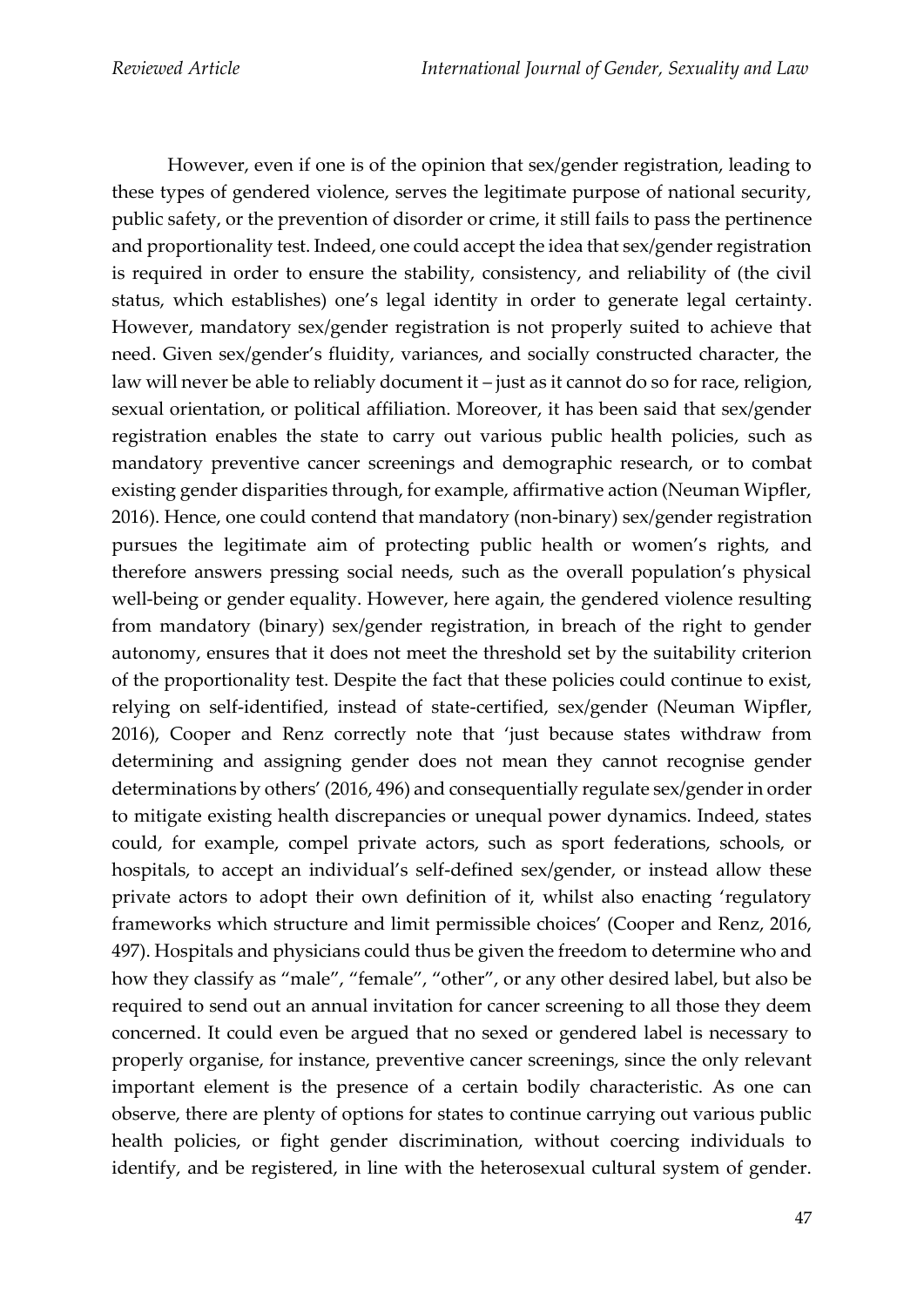However, even if one is of the opinion that sex/gender registration, leading to these types of gendered violence, serves the legitimate purpose of national security, public safety, or the prevention of disorder or crime, it still fails to pass the pertinence and proportionality test. Indeed, one could accept the idea that sex/gender registration is required in order to ensure the stability, consistency, and reliability of (the civil status, which establishes) one's legal identity in order to generate legal certainty. However, mandatory sex/gender registration is not properly suited to achieve that need. Given sex/gender's fluidity, variances, and socially constructed character, the law will never be able to reliably document it – just as it cannot do so for race, religion, sexual orientation, or political affiliation. Moreover, it has been said that sex/gender registration enables the state to carry out various public health policies, such as mandatory preventive cancer screenings and demographic research, or to combat existing gender disparities through, for example, affirmative action (Neuman Wipfler, 2016). Hence, one could contend that mandatory (non-binary) sex/gender registration pursues the legitimate aim of protecting public health or women's rights, and therefore answers pressing social needs, such as the overall population's physical well-being or gender equality. However, here again, the gendered violence resulting from mandatory (binary) sex/gender registration, in breach of the right to gender autonomy, ensures that it does not meet the threshold set by the suitability criterion of the proportionality test. Despite the fact that these policies could continue to exist, relying on self-identified, instead of state-certified, sex/gender (Neuman Wipfler, 2016), Cooper and Renz correctly note that 'just because states withdraw from determining and assigning gender does not mean they cannot recognise gender determinations by others' (2016, 496) and consequentially regulate sex/gender in order to mitigate existing health discrepancies or unequal power dynamics. Indeed, states could, for example, compel private actors, such as sport federations, schools, or hospitals, to accept an individual's self-defined sex/gender, or instead allow these private actors to adopt their own definition of it, whilst also enacting 'regulatory frameworks which structure and limit permissible choices' (Cooper and Renz, 2016, 497). Hospitals and physicians could thus be given the freedom to determine who and how they classify as "male", "female", "other", or any other desired label, but also be required to send out an annual invitation for cancer screening to all those they deem concerned. It could even be argued that no sexed or gendered label is necessary to properly organise, for instance, preventive cancer screenings, since the only relevant important element is the presence of a certain bodily characteristic. As one can observe, there are plenty of options for states to continue carrying out various public health policies, or fight gender discrimination, without coercing individuals to identify, and be registered, in line with the heterosexual cultural system of gender.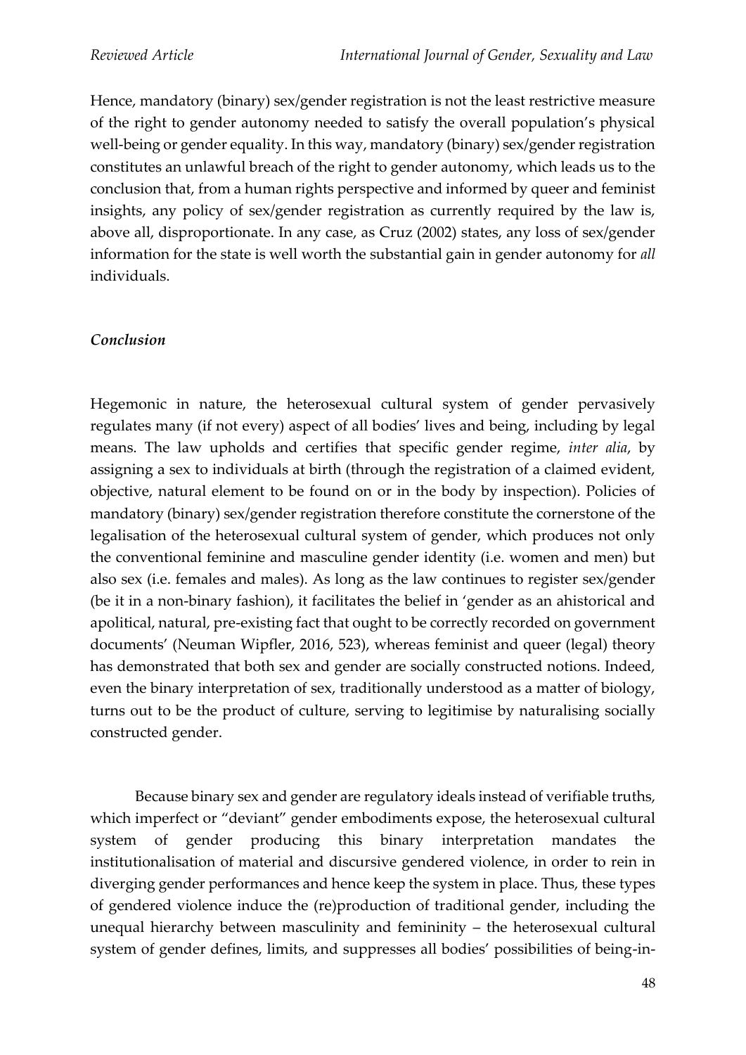Hence, mandatory (binary) sex/gender registration is not the least restrictive measure of the right to gender autonomy needed to satisfy the overall population's physical well-being or gender equality. In this way, mandatory (binary) sex/gender registration constitutes an unlawful breach of the right to gender autonomy, which leads us to the conclusion that, from a human rights perspective and informed by queer and feminist insights, any policy of sex/gender registration as currently required by the law is, above all, disproportionate. In any case, as Cruz (2002) states, any loss of sex/gender information for the state is well worth the substantial gain in gender autonomy for *all* individuals.

### *Conclusion*

Hegemonic in nature, the heterosexual cultural system of gender pervasively regulates many (if not every) aspect of all bodies' lives and being, including by legal means. The law upholds and certifies that specific gender regime, *inter alia*, by assigning a sex to individuals at birth (through the registration of a claimed evident, objective, natural element to be found on or in the body by inspection). Policies of mandatory (binary) sex/gender registration therefore constitute the cornerstone of the legalisation of the heterosexual cultural system of gender, which produces not only the conventional feminine and masculine gender identity (i.e. women and men) but also sex (i.e. females and males). As long as the law continues to register sex/gender (be it in a non-binary fashion), it facilitates the belief in 'gender as an ahistorical and apolitical, natural, pre-existing fact that ought to be correctly recorded on government documents' (Neuman Wipfler, 2016, 523), whereas feminist and queer (legal) theory has demonstrated that both sex and gender are socially constructed notions. Indeed, even the binary interpretation of sex, traditionally understood as a matter of biology, turns out to be the product of culture, serving to legitimise by naturalising socially constructed gender.

Because binary sex and gender are regulatory ideals instead of verifiable truths, which imperfect or "deviant" gender embodiments expose, the heterosexual cultural system of gender producing this binary interpretation mandates the institutionalisation of material and discursive gendered violence, in order to rein in diverging gender performances and hence keep the system in place. Thus, these types of gendered violence induce the (re)production of traditional gender, including the unequal hierarchy between masculinity and femininity – the heterosexual cultural system of gender defines, limits, and suppresses all bodies' possibilities of being-in-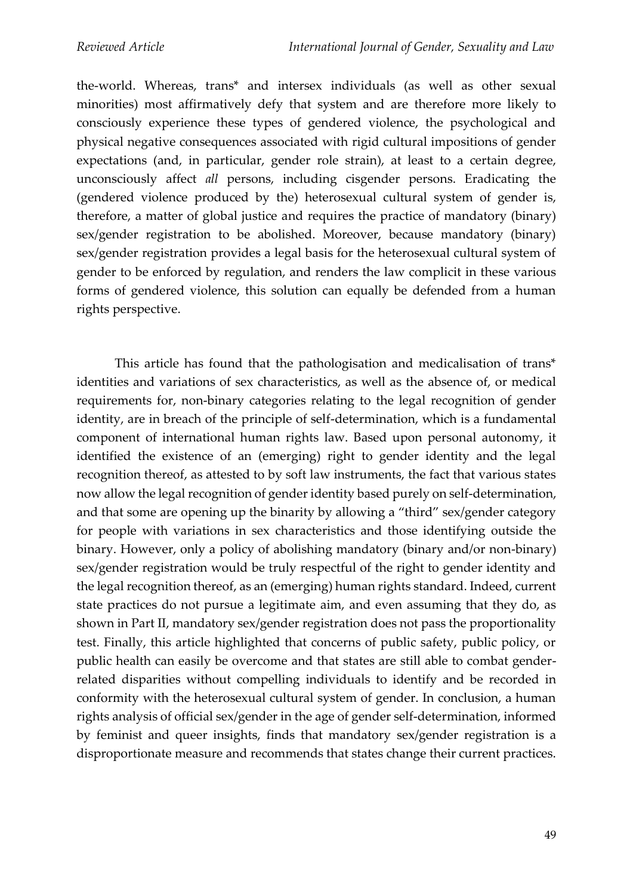the-world. Whereas, trans* and intersex individuals (as well as other sexual minorities) most affirmatively defy that system and are therefore more likely to consciously experience these types of gendered violence, the psychological and physical negative consequences associated with rigid cultural impositions of gender expectations (and, in particular, gender role strain), at least to a certain degree, unconsciously affect *all* persons, including cisgender persons. Eradicating the (gendered violence produced by the) heterosexual cultural system of gender is, therefore, a matter of global justice and requires the practice of mandatory (binary) sex/gender registration to be abolished. Moreover, because mandatory (binary) sex/gender registration provides a legal basis for the heterosexual cultural system of gender to be enforced by regulation, and renders the law complicit in these various forms of gendered violence, this solution can equally be defended from a human rights perspective.

This article has found that the pathologisation and medicalisation of trans* identities and variations of sex characteristics, as well as the absence of, or medical requirements for, non-binary categories relating to the legal recognition of gender identity, are in breach of the principle of self-determination, which is a fundamental component of international human rights law. Based upon personal autonomy, it identified the existence of an (emerging) right to gender identity and the legal recognition thereof, as attested to by soft law instruments, the fact that various states now allow the legal recognition of gender identity based purely on self-determination, and that some are opening up the binarity by allowing a "third" sex/gender category for people with variations in sex characteristics and those identifying outside the binary. However, only a policy of abolishing mandatory (binary and/or non-binary) sex/gender registration would be truly respectful of the right to gender identity and the legal recognition thereof, as an (emerging) human rights standard. Indeed, current state practices do not pursue a legitimate aim, and even assuming that they do, as shown in Part II, mandatory sex/gender registration does not pass the proportionality test. Finally, this article highlighted that concerns of public safety, public policy, or public health can easily be overcome and that states are still able to combat gender-related disparities without compelling individuals to identify and be recorded in conformity with the heterosexual cultural system of gender. In conclusion, a human rights analysis of official sex/gender in the age of gender self-determination, informed by feminist and queer insights, finds that mandatory sex/gender registration is a disproportionate measure and recommends that states change their current practices.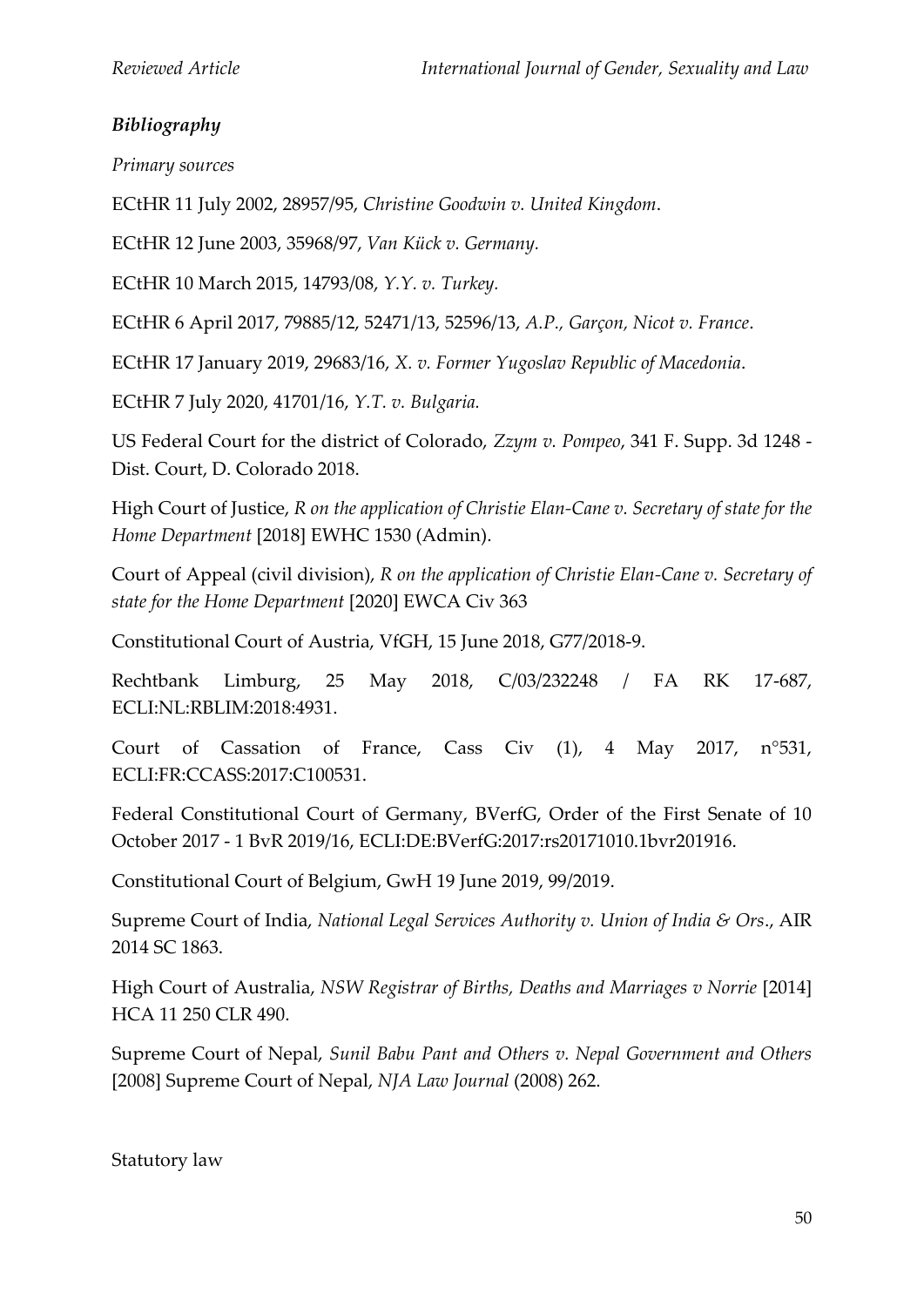### *Bibliography*

*Primary sources*

ECtHR 11 July 2002, 28957/95, *Christine Goodwin v. United Kingdom*.

ECtHR 12 June 2003, 35968/97, *Van Kück v. Germany.*

ECtHR 10 March 2015, 14793/08, *Y.Y. v. Turkey.*

ECtHR 6 April 2017, 79885/12, 52471/13, 52596/13, *A.P., Garçon, Nicot v. France*.

ECtHR 17 January 2019, 29683/16, *X. v. Former Yugoslav Republic of Macedonia*.

ECtHR 7 July 2020, 41701/16, *Y.T. v. Bulgaria.*

US Federal Court for the district of Colorado, *Zzym v. Pompeo*, 341 F. Supp. 3d 1248 - Dist. Court, D. Colorado 2018.

High Court of Justice, *R on the application of Christie Elan-Cane v. Secretary of state for the Home Department* [2018] EWHC 1530 (Admin).

Court of Appeal (civil division), *R on the application of Christie Elan-Cane v. Secretary of state for the Home Department* [2020] EWCA Civ 363

Constitutional Court of Austria, VfGH, 15 June 2018, G77/2018-9.

Rechtbank Limburg, 25 May 2018, C/03/232248 / FA RK 17-687, ECLI:NL:RBLIM:2018:4931.

Court of Cassation of France, Cass Civ (1), 4 May 2017, n°531, ECLI:FR:CCASS:2017:C100531.

Federal Constitutional Court of Germany, BVerfG, Order of the First Senate of 10 October 2017 - 1 BvR 2019/16, ECLI:DE:BVerfG:2017:rs20171010.1bvr201916.

Constitutional Court of Belgium, GwH 19 June 2019, 99/2019.

Supreme Court of India, *National Legal Services Authority v. Union of India & Ors*., AIR 2014 SC 1863.

High Court of Australia, *NSW Registrar of Births, Deaths and Marriages v Norrie* [2014] HCA 11 250 CLR 490.

Supreme Court of Nepal, *Sunil Babu Pant and Others v. Nepal Government and Others* [2008] Supreme Court of Nepal, *NJA Law Journal* (2008) 262.

Statutory law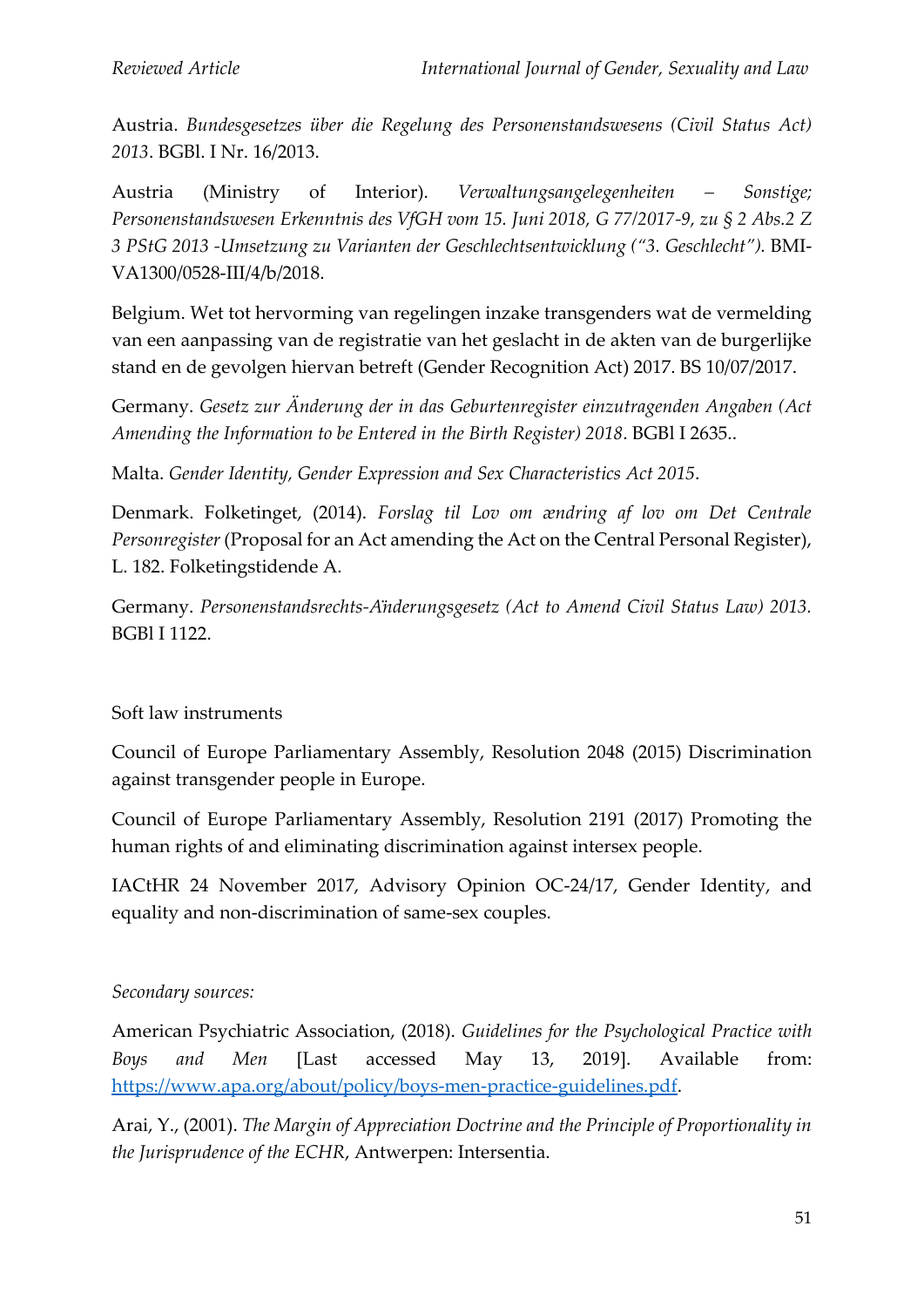Austria. *Bundesgesetzes über die Regelung des Personenstandswesens (Civil Status Act) 2013*. BGBl. I Nr. 16/2013.

Austria (Ministry of Interior). *Verwaltungsangelegenheiten – Sonstige; Personenstandswesen Erkenntnis des VfGH vom 15. Juni 2018, G 77/2017-9, zu § 2 Abs.2 Z 3 PStG 2013 -Umsetzung zu Varianten der Geschlechtsentwicklung ("3. Geschlecht").* BMI-VA1300/0528-III/4/b/2018.

Belgium. Wet tot hervorming van regelingen inzake transgenders wat de vermelding van een aanpassing van de registratie van het geslacht in de akten van de burgerlijke stand en de gevolgen hiervan betreft (Gender Recognition Act) 2017. BS 10/07/2017.

Germany. *Gesetz zur Änderung der in das Geburtenregister einzutragenden Angaben (Act Amending the Information to be Entered in the Birth Register) 2018*. BGBl I 2635..

Malta. *Gender Identity, Gender Expression and Sex Characteristics Act 2015*.

Denmark. Folketinget, (2014). *Forslag til Lov om ændring af lov om Det Centrale Personregister* (Proposal for an Act amending the Act on the Central Personal Register), L. 182. Folketingstidende A.

Germany. *Personenstandsrechts-Aänderungsgesetz (Act to Amend Civil Status Law) 2013.* BGBl I 1122.

Soft law instruments

Council of Europe Parliamentary Assembly, Resolution 2048 (2015) Discrimination against transgender people in Europe.

Council of Europe Parliamentary Assembly, Resolution 2191 (2017) Promoting the human rights of and eliminating discrimination against intersex people.

IACtHR 24 November 2017, Advisory Opinion OC-24/17, Gender Identity, and equality and non-discrimination of same-sex couples.

*Secondary sources:*

American Psychiatric Association, (2018). *Guidelines for the Psychological Practice with Boys and Men* [Last accessed May 13, 2019]. Available from: https://www.apa.org/about/policy/boys-men-practice-guidelines.pdf.

Arai, Y., (2001). *The Margin of Appreciation Doctrine and the Principle of Proportionality in the Jurisprudence of the ECHR*, Antwerpen: Intersentia.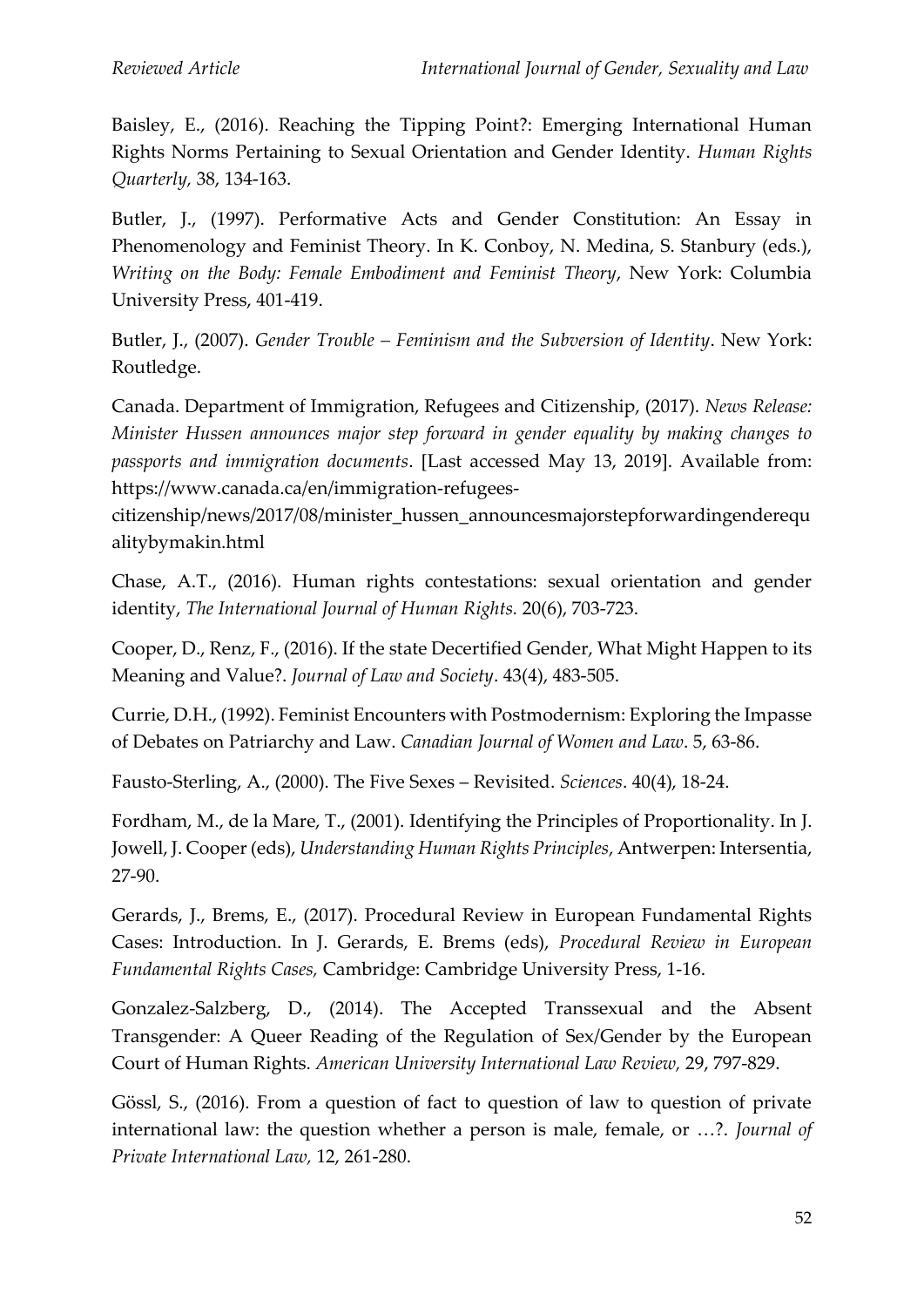Baisley, E., (2016). Reaching the Tipping Point?: Emerging International Human Rights Norms Pertaining to Sexual Orientation and Gender Identity. *Human Rights Quarterly*, 38, 134-163.

Butler, J., (1997). Performative Acts and Gender Constitution: An Essay in Phenomenology and Feminist Theory. In K. Conboy, N. Medina, S. Stanbury (eds.), *Writing on the Body: Female Embodiment and Feminist Theory*, New York: Columbia University Press, 401-419.

Butler, J., (2007). *Gender Trouble – Feminism and the Subversion of Identity*. New York: Routledge.

Canada. Department of Immigration, Refugees and Citizenship, (2017). *News Release: Minister Hussen announces major step forward in gender equality by making changes to passports and immigration documents*. [Last accessed May 13, 2019]. Available from: https://www.canada.ca/en/immigration-refugees-citizenship/news/2017/08/minister_hussen_announcesmajorstepforwardingenderequalitybymakin.html

Chase, A.T., (2016). Human rights contestations: sexual orientation and gender identity, *The International Journal of Human Rights.* 20(6), 703-723.

Cooper, D., Renz, F., (2016). If the state Decertified Gender, What Might Happen to its Meaning and Value?. *Journal of Law and Society*. 43(4), 483-505.

Currie, D.H., (1992). Feminist Encounters with Postmodernism: Exploring the Impasse of Debates on Patriarchy and Law. *Canadian Journal of Women and Law*. 5, 63-86.

Fausto-Sterling, A., (2000). The Five Sexes – Revisited. *Sciences*. 40(4), 18-24.

Fordham, M., de la Mare, T., (2001). Identifying the Principles of Proportionality. In J. Jowell, J. Cooper (eds), *Understanding Human Rights Principles*, Antwerpen: Intersentia, 27-90.

Gerards, J., Brems, E., (2017). Procedural Review in European Fundamental Rights Cases: Introduction. In J. Gerards, E. Brems (eds), *Procedural Review in European Fundamental Rights Cases,* Cambridge: Cambridge University Press, 1-16.

Gonzalez-Salzberg, D., (2014). The Accepted Transsexual and the Absent Transgender: A Queer Reading of the Regulation of Sex/Gender by the European Court of Human Rights. *American University International Law Review,* 29, 797-829.

Gössl, S., (2016). From a question of fact to question of law to question of private international law: the question whether a person is male, female, or …?. *Journal of Private International Law,* 12, 261-280.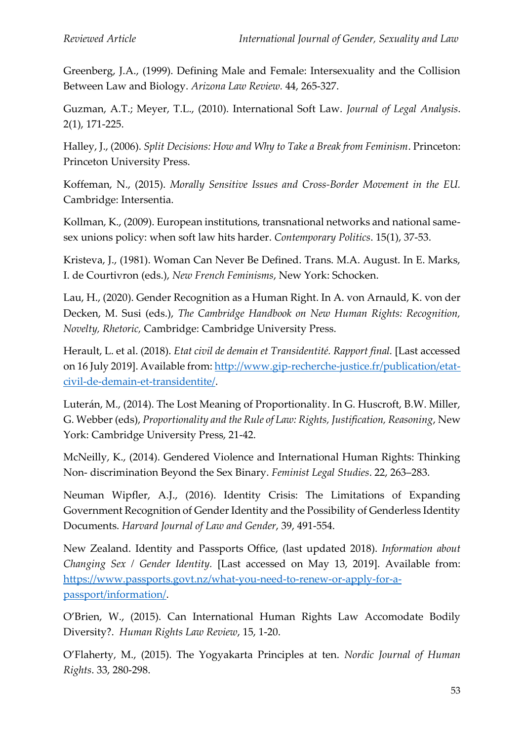Greenberg, J.A., (1999). Defining Male and Female: Intersexuality and the Collision Between Law and Biology. *Arizona Law Review.* 44, 265-327.

Guzman, A.T.; Meyer, T.L., (2010). International Soft Law. *Journal of Legal Analysis*. 2(1), 171-225.

Halley, J., (2006). *Split Decisions: How and Why to Take a Break from Feminism*. Princeton: Princeton University Press.

Koffeman, N., (2015). *Morally Sensitive Issues and Cross-Border Movement in the EU.* Cambridge: Intersentia.

Kollman, K., (2009). European institutions, transnational networks and national same-sex unions policy: when soft law hits harder. *Contemporary Politics*. 15(1), 37-53.

Kristeva, J., (1981). Woman Can Never Be Defined. Trans. M.A. August. In E. Marks, I. de Courtivron (eds.), *New French Feminisms*, New York: Schocken.

Lau, H., (2020). Gender Recognition as a Human Right. In A. von Arnauld, K. von der Decken, M. Susi (eds.), *The Cambridge Handbook on New Human Rights: Recognition, Novelty, Rhetoric,* Cambridge: Cambridge University Press.

Herault, L. et al. (2018). *Etat civil de demain et Transidentité. Rapport final.* [Last accessed on 16 July 2019]. Available from: [http://www.gip-recherche-justice.fr/publication/etat-civil-de-demain-et-transidentite/](http://www.gip-recherche-justice.fr/publication/etat-civil-de-demain-et-transidentite/).

Luterán, M., (2014). The Lost Meaning of Proportionality. In G. Huscroft, B.W. Miller, G. Webber (eds), *Proportionality and the Rule of Law: Rights, Justification, Reasoning*, New York: Cambridge University Press, 21-42.

McNeilly, K., (2014). Gendered Violence and International Human Rights: Thinking Non- discrimination Beyond the Sex Binary. *Feminist Legal Studies*. 22, 263–283.

Neuman Wipfler, A.J., (2016). Identity Crisis: The Limitations of Expanding Government Recognition of Gender Identity and the Possibility of Genderless Identity Documents. *Harvard Journal of Law and Gender*, 39, 491-554.

New Zealand. Identity and Passports Office, (last updated 2018). *Information about Changing Sex / Gender Identity.* [Last accessed on May 13, 2019]. Available from: [https://www.passports.govt.nz/what-you-need-to-renew-or-apply-for-a-passport/information/](https://www.passports.govt.nz/what-you-need-to-renew-or-apply-for-a-passport/information/).

O'Brien, W., (2015). Can International Human Rights Law Accomodate Bodily Diversity?. *Human Rights Law Review*, 15, 1-20.

O'Flaherty, M., (2015). The Yogyakarta Principles at ten. *Nordic Journal of Human Rights*. 33, 280-298.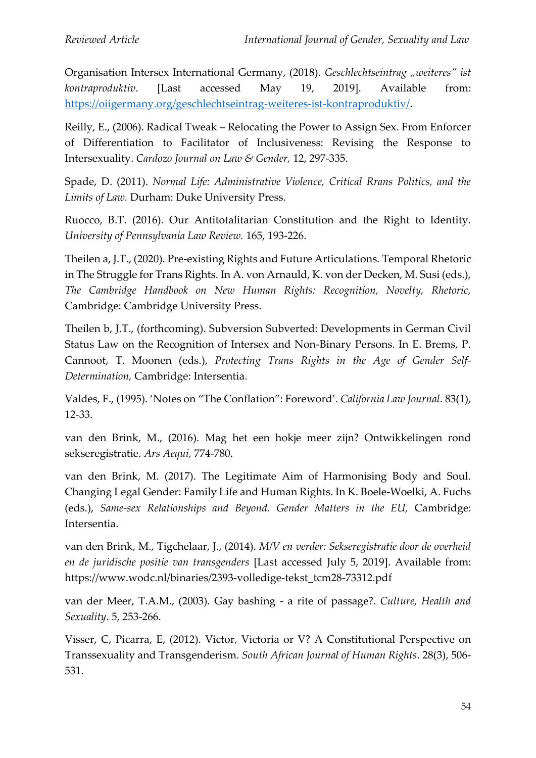Organisation Intersex International Germany, (2018). *Geschlechtseintrag „weiteres" ist kontraproduktiv*. [Last accessed May 19, 2019]. Available from: https://oiigermany.org/geschlechtseintrag-weiteres-ist-kontraproduktiv/.

Reilly, E., (2006). Radical Tweak – Relocating the Power to Assign Sex. From Enforcer of Differentiation to Facilitator of Inclusiveness: Revising the Response to Intersexuality. *Cardozo Journal on Law & Gender,* 12, 297-335.

Spade, D. (2011). *Normal Life: Administrative Violence, Critical Rrans Politics, and the Limits of Law.* Durham: Duke University Press.

Ruocco, B.T. (2016). Our Antitotalitarian Constitution and the Right to Identity. *University of Pennsylvania Law Review.* 165, 193-226.

Theilen a, J.T., (2020). Pre-existing Rights and Future Articulations. Temporal Rhetoric in The Struggle for Trans Rights. In A. von Arnauld, K. von der Decken, M. Susi (eds.), *The Cambridge Handbook on New Human Rights: Recognition, Novelty, Rhetoric,* Cambridge: Cambridge University Press.

Theilen b, J.T., (forthcoming). Subversion Subverted: Developments in German Civil Status Law on the Recognition of Intersex and Non-Binary Persons. In E. Brems, P. Cannoot, T. Moonen (eds.), *Protecting Trans Rights in the Age of Gender Self-Determination,* Cambridge: Intersentia.

Valdes, F., (1995). 'Notes on "The Conflation": Foreword'. *California Law Journal*. 83(1), 12-33.

van den Brink, M., (2016). Mag het een hokje meer zijn? Ontwikkelingen rond sekseregistratie. *Ars Aequi,* 774-780.

van den Brink, M. (2017). The Legitimate Aim of Harmonising Body and Soul. Changing Legal Gender: Family Life and Human Rights. In K. Boele-Woelki, A. Fuchs (eds.), *Same-sex Relationships and Beyond. Gender Matters in the EU,* Cambridge: Intersentia.

van den Brink, M., Tigchelaar, J., (2014). *M/V en verder: Sekseregistratie door de overheid en de juridische positie van transgenders* [Last accessed July 5, 2019]. Available from: https://www.wodc.nl/binaries/2393-volledige-tekst_tcm28-73312.pdf

van der Meer, T.A.M., (2003). Gay bashing - a rite of passage?. *Culture, Health and Sexuality*. 5, 253-266.

Visser, C, Picarra, E, (2012). Victor, Victoria or V? A Constitutional Perspective on Transsexuality and Transgenderism. *South African Journal of Human Rights*. 28(3), 506-531.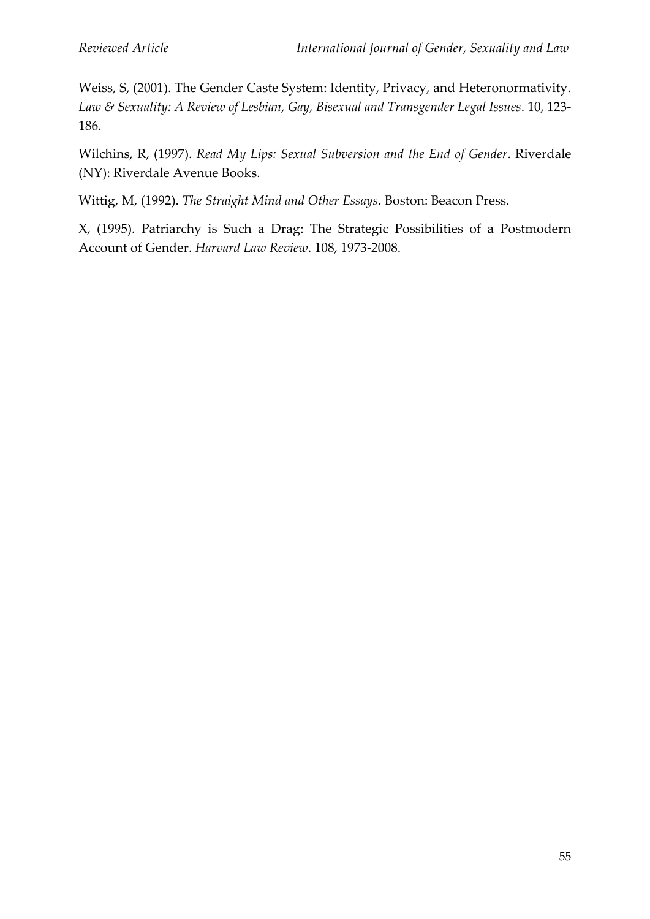Weiss, S, (2001). The Gender Caste System: Identity, Privacy, and Heteronormativity. *Law & Sexuality: A Review of Lesbian, Gay, Bisexual and Transgender Legal Issues*. 10, 123-186.

Wilchins, R, (1997). *Read My Lips: Sexual Subversion and the End of Gender*. Riverdale (NY): Riverdale Avenue Books.

Wittig, M, (1992). *The Straight Mind and Other Essays*. Boston: Beacon Press.

X, (1995). Patriarchy is Such a Drag: The Strategic Possibilities of a Postmodern Account of Gender. *Harvard Law Review*. 108, 1973-2008.